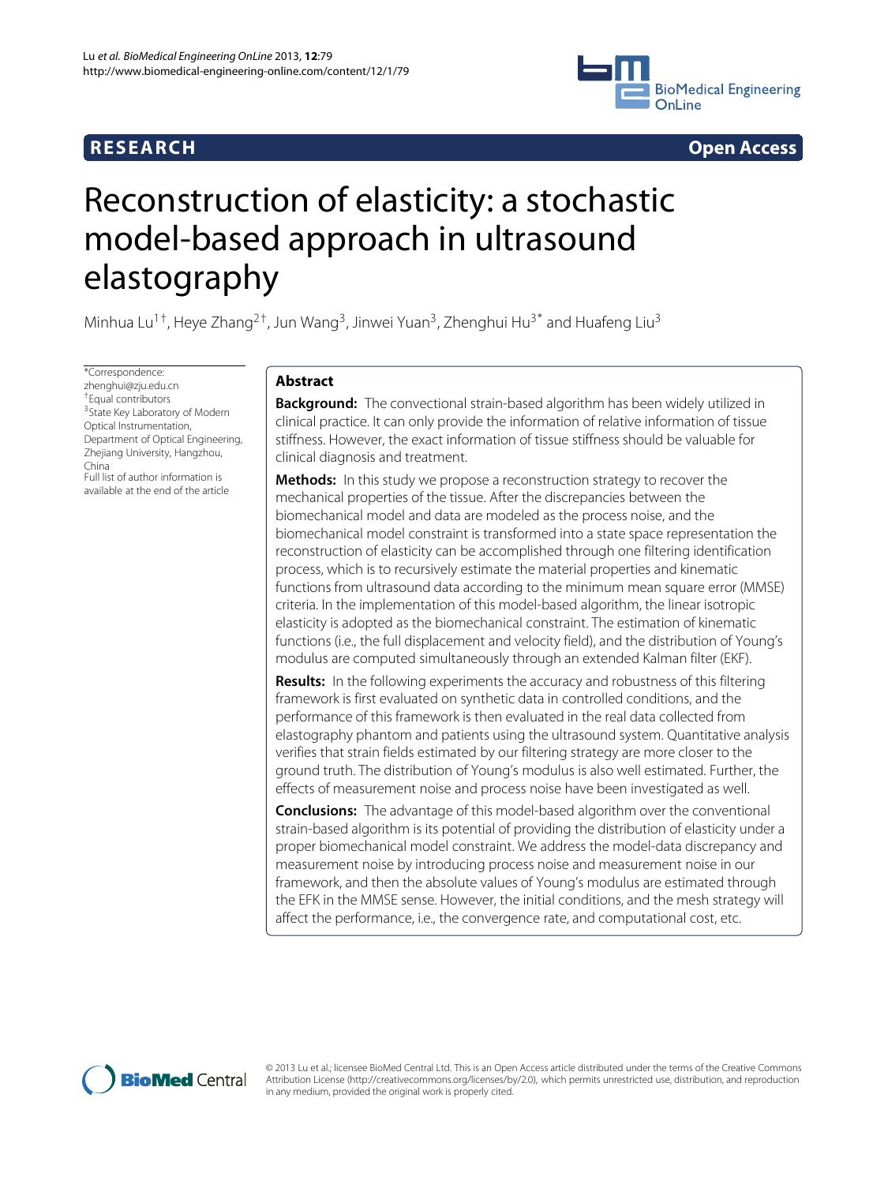**RESEARCH** **Open Access**

# Reconstruction of elasticity: a stochastic model-based approach in ultrasound elastography

Minhua Lu[1†], Heye Zhang[2†], Jun Wang[3], Jinwei Yuan[3], Zhenghui Hu[3*] and Huafeng Liu[3]

*Correspondence: zhenghui@zju.edu.cn
†Equal contributors
[3]State Key Laboratory of Modern Optical Instrumentation, Department of Optical Engineering, Zhejiang University, Hangzhou, China
Full list of author information is available at the end of the article

## Abstract

**Background:** The convectional strain-based algorithm has been widely utilized in clinical practice. It can only provide the information of relative information of tissue stiffness. However, the exact information of tissue stiffness should be valuable for clinical diagnosis and treatment.

**Methods:** In this study we propose a reconstruction strategy to recover the mechanical properties of the tissue. After the discrepancies between the biomechanical model and data are modeled as the process noise, and the biomechanical model constraint is transformed into a state space representation the reconstruction of elasticity can be accomplished through one filtering identification process, which is to recursively estimate the material properties and kinematic functions from ultrasound data according to the minimum mean square error (MMSE) criteria. In the implementation of this model-based algorithm, the linear isotropic elasticity is adopted as the biomechanical constraint. The estimation of kinematic functions (i.e., the full displacement and velocity field), and the distribution of Young's modulus are computed simultaneously through an extended Kalman filter (EKF).

**Results:** In the following experiments the accuracy and robustness of this filtering framework is first evaluated on synthetic data in controlled conditions, and the performance of this framework is then evaluated in the real data collected from elastography phantom and patients using the ultrasound system. Quantitative analysis verifies that strain fields estimated by our filtering strategy are more closer to the ground truth. The distribution of Young's modulus is also well estimated. Further, the effects of measurement noise and process noise have been investigated as well.

**Conclusions:** The advantage of this model-based algorithm over the conventional strain-based algorithm is its potential of providing the distribution of elasticity under a proper biomechanical model constraint. We address the model-data discrepancy and measurement noise by introducing process noise and measurement noise in our framework, and then the absolute values of Young's modulus are estimated through the EFK in the MMSE sense. However, the initial conditions, and the mesh strategy will affect the performance, i.e., the convergence rate, and computational cost, etc.

© 2013 Lu et al.; licensee BioMed Central Ltd. This is an Open Access article distributed under the terms of the Creative Commons Attribution License (http://creativecommons.org/licenses/by/2.0), which permits unrestricted use, distribution, and reproduction in any medium, provided the original work is properly cited.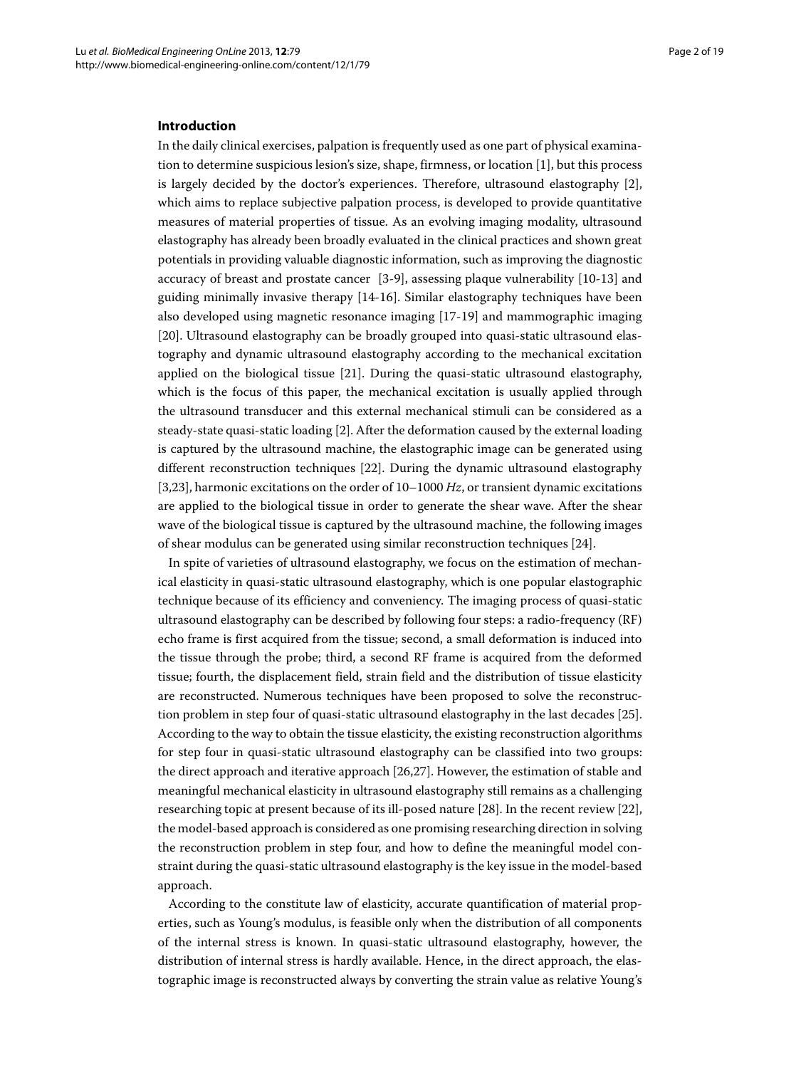## Introduction

In the daily clinical exercises, palpation is frequently used as one part of physical examination to determine suspicious lesion's size, shape, firmness, or location [1], but this process is largely decided by the doctor's experiences. Therefore, ultrasound elastography [2], which aims to replace subjective palpation process, is developed to provide quantitative measures of material properties of tissue. As an evolving imaging modality, ultrasound elastography has already been broadly evaluated in the clinical practices and shown great potentials in providing valuable diagnostic information, such as improving the diagnostic accuracy of breast and prostate cancer [3-9], assessing plaque vulnerability [10-13] and guiding minimally invasive therapy [14-16]. Similar elastography techniques have been also developed using magnetic resonance imaging [17-19] and mammographic imaging [20]. Ultrasound elastography can be broadly grouped into quasi-static ultrasound elastography and dynamic ultrasound elastography according to the mechanical excitation applied on the biological tissue [21]. During the quasi-static ultrasound elastography, which is the focus of this paper, the mechanical excitation is usually applied through the ultrasound transducer and this external mechanical stimuli can be considered as a steady-state quasi-static loading [2]. After the deformation caused by the external loading is captured by the ultrasound machine, the elastographic image can be generated using different reconstruction techniques [22]. During the dynamic ultrasound elastography [3,23], harmonic excitations on the order of 10−1000 *Hz*, or transient dynamic excitations are applied to the biological tissue in order to generate the shear wave. After the shear wave of the biological tissue is captured by the ultrasound machine, the following images of shear modulus can be generated using similar reconstruction techniques [24].

In spite of varieties of ultrasound elastography, we focus on the estimation of mechanical elasticity in quasi-static ultrasound elastography, which is one popular elastographic technique because of its efficiency and conveniency. The imaging process of quasi-static ultrasound elastography can be described by following four steps: a radio-frequency (RF) echo frame is first acquired from the tissue; second, a small deformation is induced into the tissue through the probe; third, a second RF frame is acquired from the deformed tissue; fourth, the displacement field, strain field and the distribution of tissue elasticity are reconstructed. Numerous techniques have been proposed to solve the reconstruction problem in step four of quasi-static ultrasound elastography in the last decades [25]. According to the way to obtain the tissue elasticity, the existing reconstruction algorithms for step four in quasi-static ultrasound elastography can be classified into two groups: the direct approach and iterative approach [26,27]. However, the estimation of stable and meaningful mechanical elasticity in ultrasound elastography still remains as a challenging researching topic at present because of its ill-posed nature [28]. In the recent review [22], the model-based approach is considered as one promising researching direction in solving the reconstruction problem in step four, and how to define the meaningful model constraint during the quasi-static ultrasound elastography is the key issue in the model-based approach.

According to the constitute law of elasticity, accurate quantification of material properties, such as Young's modulus, is feasible only when the distribution of all components of the internal stress is known. In quasi-static ultrasound elastography, however, the distribution of internal stress is hardly available. Hence, in the direct approach, the elastographic image is reconstructed always by converting the strain value as relative Young's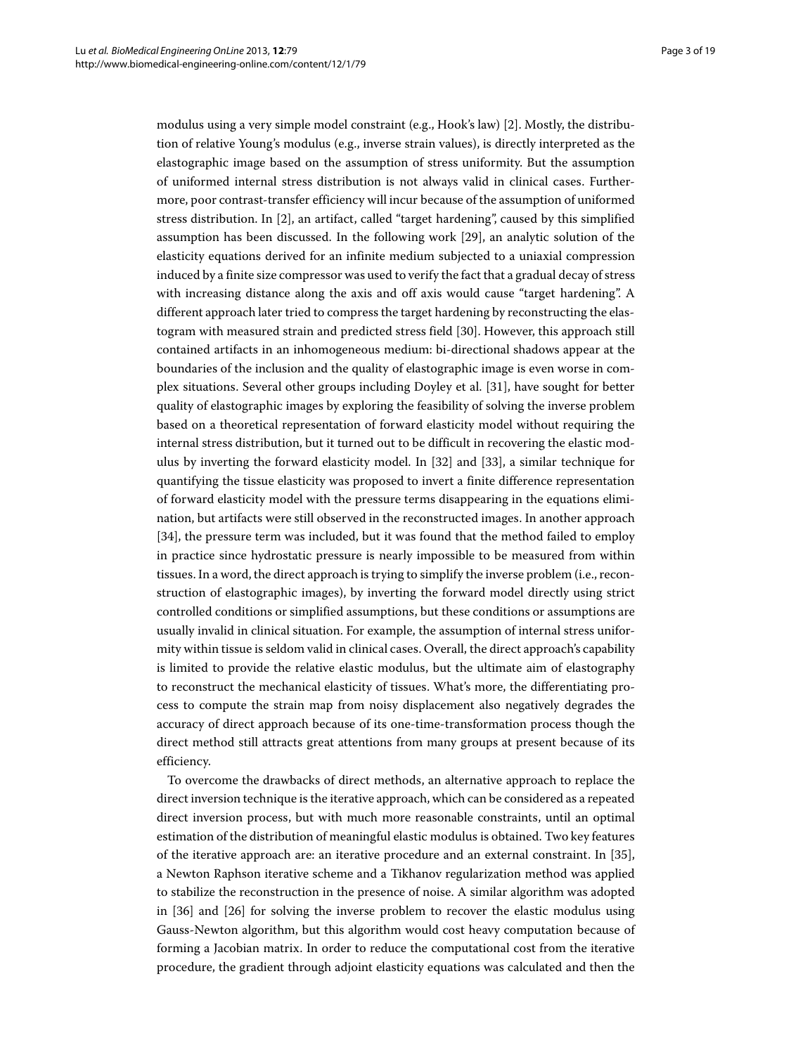modulus using a very simple model constraint (e.g., Hook's law) [2]. Mostly, the distribution of relative Young's modulus (e.g., inverse strain values), is directly interpreted as the elastographic image based on the assumption of stress uniformity. But the assumption of uniformed internal stress distribution is not always valid in clinical cases. Furthermore, poor contrast-transfer efficiency will incur because of the assumption of uniformed stress distribution. In [2], an artifact, called "target hardening", caused by this simplified assumption has been discussed. In the following work [29], an analytic solution of the elasticity equations derived for an infinite medium subjected to a uniaxial compression induced by a finite size compressor was used to verify the fact that a gradual decay of stress with increasing distance along the axis and off axis would cause "target hardening". A different approach later tried to compress the target hardening by reconstructing the elastogram with measured strain and predicted stress field [30]. However, this approach still contained artifacts in an inhomogeneous medium: bi-directional shadows appear at the boundaries of the inclusion and the quality of elastographic image is even worse in complex situations. Several other groups including Doyley et al. [31], have sought for better quality of elastographic images by exploring the feasibility of solving the inverse problem based on a theoretical representation of forward elasticity model without requiring the internal stress distribution, but it turned out to be difficult in recovering the elastic modulus by inverting the forward elasticity model. In [32] and [33], a similar technique for quantifying the tissue elasticity was proposed to invert a finite difference representation of forward elasticity model with the pressure terms disappearing in the equations elimination, but artifacts were still observed in the reconstructed images. In another approach [34], the pressure term was included, but it was found that the method failed to employ in practice since hydrostatic pressure is nearly impossible to be measured from within tissues. In a word, the direct approach is trying to simplify the inverse problem (i.e., reconstruction of elastographic images), by inverting the forward model directly using strict controlled conditions or simplified assumptions, but these conditions or assumptions are usually invalid in clinical situation. For example, the assumption of internal stress uniformity within tissue is seldom valid in clinical cases. Overall, the direct approach's capability is limited to provide the relative elastic modulus, but the ultimate aim of elastography to reconstruct the mechanical elasticity of tissues. What's more, the differentiating process to compute the strain map from noisy displacement also negatively degrades the accuracy of direct approach because of its one-time-transformation process though the direct method still attracts great attentions from many groups at present because of its efficiency.

To overcome the drawbacks of direct methods, an alternative approach to replace the direct inversion technique is the iterative approach, which can be considered as a repeated direct inversion process, but with much more reasonable constraints, until an optimal estimation of the distribution of meaningful elastic modulus is obtained. Two key features of the iterative approach are: an iterative procedure and an external constraint. In [35], a Newton Raphson iterative scheme and a Tikhanov regularization method was applied to stabilize the reconstruction in the presence of noise. A similar algorithm was adopted in [36] and [26] for solving the inverse problem to recover the elastic modulus using Gauss-Newton algorithm, but this algorithm would cost heavy computation because of forming a Jacobian matrix. In order to reduce the computational cost from the iterative procedure, the gradient through adjoint elasticity equations was calculated and then the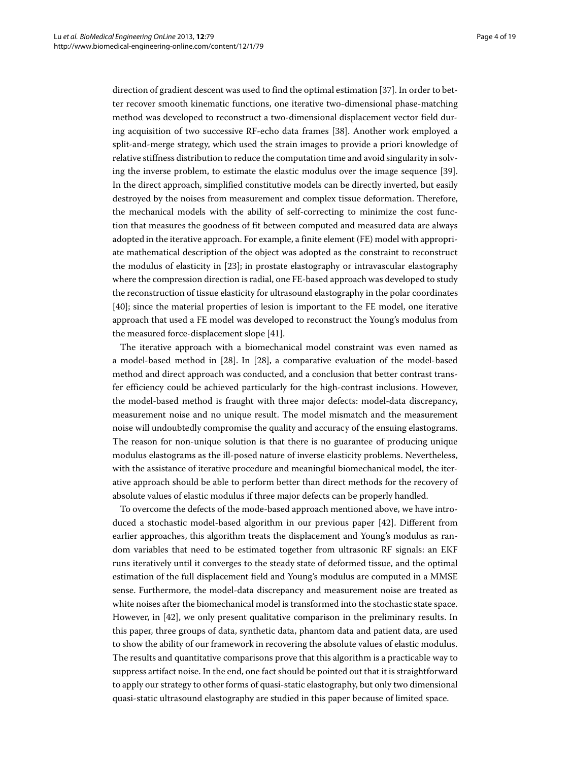direction of gradient descent was used to find the optimal estimation [37]. In order to better recover smooth kinematic functions, one iterative two-dimensional phase-matching method was developed to reconstruct a two-dimensional displacement vector field during acquisition of two successive RF-echo data frames [38]. Another work employed a split-and-merge strategy, which used the strain images to provide a priori knowledge of relative stiffness distribution to reduce the computation time and avoid singularity in solving the inverse problem, to estimate the elastic modulus over the image sequence [39]. In the direct approach, simplified constitutive models can be directly inverted, but easily destroyed by the noises from measurement and complex tissue deformation. Therefore, the mechanical models with the ability of self-correcting to minimize the cost function that measures the goodness of fit between computed and measured data are always adopted in the iterative approach. For example, a finite element (FE) model with appropriate mathematical description of the object was adopted as the constraint to reconstruct the modulus of elasticity in [23]; in prostate elastography or intravascular elastography where the compression direction is radial, one FE-based approach was developed to study the reconstruction of tissue elasticity for ultrasound elastography in the polar coordinates [40]; since the material properties of lesion is important to the FE model, one iterative approach that used a FE model was developed to reconstruct the Young's modulus from the measured force-displacement slope [41].

The iterative approach with a biomechanical model constraint was even named as a model-based method in [28]. In [28], a comparative evaluation of the model-based method and direct approach was conducted, and a conclusion that better contrast transfer efficiency could be achieved particularly for the high-contrast inclusions. However, the model-based method is fraught with three major defects: model-data discrepancy, measurement noise and no unique result. The model mismatch and the measurement noise will undoubtedly compromise the quality and accuracy of the ensuing elastograms. The reason for non-unique solution is that there is no guarantee of producing unique modulus elastograms as the ill-posed nature of inverse elasticity problems. Nevertheless, with the assistance of iterative procedure and meaningful biomechanical model, the iterative approach should be able to perform better than direct methods for the recovery of absolute values of elastic modulus if three major defects can be properly handled.

To overcome the defects of the mode-based approach mentioned above, we have introduced a stochastic model-based algorithm in our previous paper [42]. Different from earlier approaches, this algorithm treats the displacement and Young's modulus as random variables that need to be estimated together from ultrasonic RF signals: an EKF runs iteratively until it converges to the steady state of deformed tissue, and the optimal estimation of the full displacement field and Young's modulus are computed in a MMSE sense. Furthermore, the model-data discrepancy and measurement noise are treated as white noises after the biomechanical model is transformed into the stochastic state space. However, in [42], we only present qualitative comparison in the preliminary results. In this paper, three groups of data, synthetic data, phantom data and patient data, are used to show the ability of our framework in recovering the absolute values of elastic modulus. The results and quantitative comparisons prove that this algorithm is a practicable way to suppress artifact noise. In the end, one fact should be pointed out that it is straightforward to apply our strategy to other forms of quasi-static elastography, but only two dimensional quasi-static ultrasound elastography are studied in this paper because of limited space.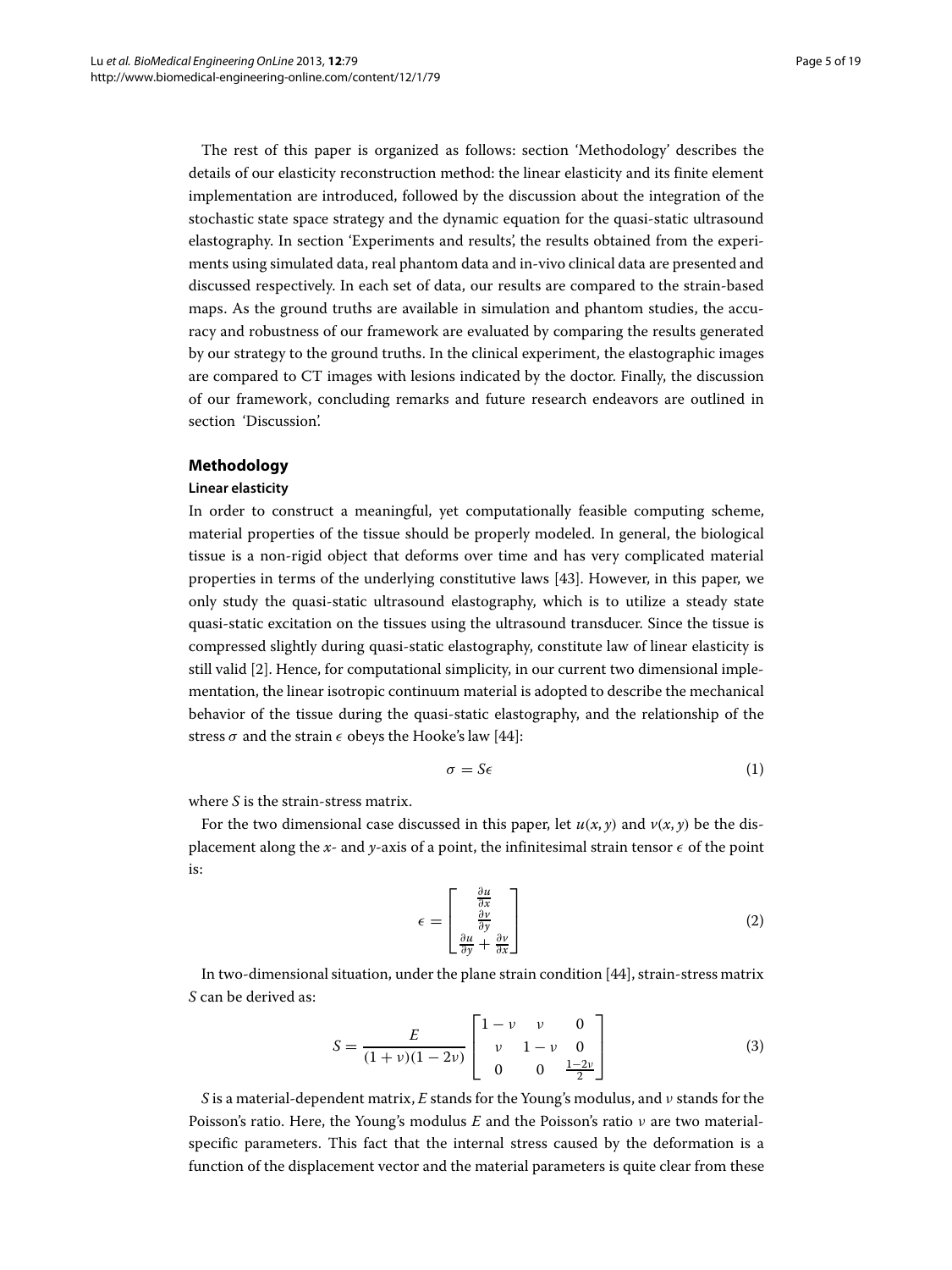The rest of this paper is organized as follows: section 'Methodology' describes the details of our elasticity reconstruction method: the linear elasticity and its finite element implementation are introduced, followed by the discussion about the integration of the stochastic state space strategy and the dynamic equation for the quasi-static ultrasound elastography. In section 'Experiments and results', the results obtained from the experiments using simulated data, real phantom data and in-vivo clinical data are presented and discussed respectively. In each set of data, our results are compared to the strain-based maps. As the ground truths are available in simulation and phantom studies, the accuracy and robustness of our framework are evaluated by comparing the results generated by our strategy to the ground truths. In the clinical experiment, the elastographic images are compared to CT images with lesions indicated by the doctor. Finally, the discussion of our framework, concluding remarks and future research endeavors are outlined in section 'Discussion'.

## Methodology

### Linear elasticity

In order to construct a meaningful, yet computationally feasible computing scheme, material properties of the tissue should be properly modeled. In general, the biological tissue is a non-rigid object that deforms over time and has very complicated material properties in terms of the underlying constitutive laws [43]. However, in this paper, we only study the quasi-static ultrasound elastography, which is to utilize a steady state quasi-static excitation on the tissues using the ultrasound transducer. Since the tissue is compressed slightly during quasi-static elastography, constitute law of linear elasticity is still valid [2]. Hence, for computational simplicity, in our current two dimensional implementation, the linear isotropic continuum material is adopted to describe the mechanical behavior of the tissue during the quasi-static elastography, and the relationship of the stress $\sigma$ and the strain $\epsilon$ obeys the Hooke's law [44]:

$$\sigma = S\epsilon \tag{1}$$

where $S$ is the strain-stress matrix.

For the two dimensional case discussed in this paper, let $u(x, y)$ and $v(x, y)$ be the displacement along the $x$- and $y$-axis of a point, the infinitesimal strain tensor $\epsilon$ of the point is:

$$\epsilon = \begin{bmatrix} \frac{\partial u}{\partial x} \\ \frac{\partial v}{\partial y} \\ \frac{\partial u}{\partial y} + \frac{\partial v}{\partial x} \end{bmatrix} \tag{2}$$

In two-dimensional situation, under the plane strain condition [44], strain-stress matrix $S$ can be derived as:

$$S = \frac{E}{(1+\nu)(1-2\nu)} \begin{bmatrix} 1-\nu & \nu & 0 \\ \nu & 1-\nu & 0 \\ 0 & 0 & \frac{1-2\nu}{2} \end{bmatrix} \tag{3}$$

$S$ is a material-dependent matrix, $E$ stands for the Young's modulus, and $\nu$ stands for the Poisson's ratio. Here, the Young's modulus $E$ and the Poisson's ratio $\nu$ are two material-specific parameters. This fact that the internal stress caused by the deformation is a function of the displacement vector and the material parameters is quite clear from these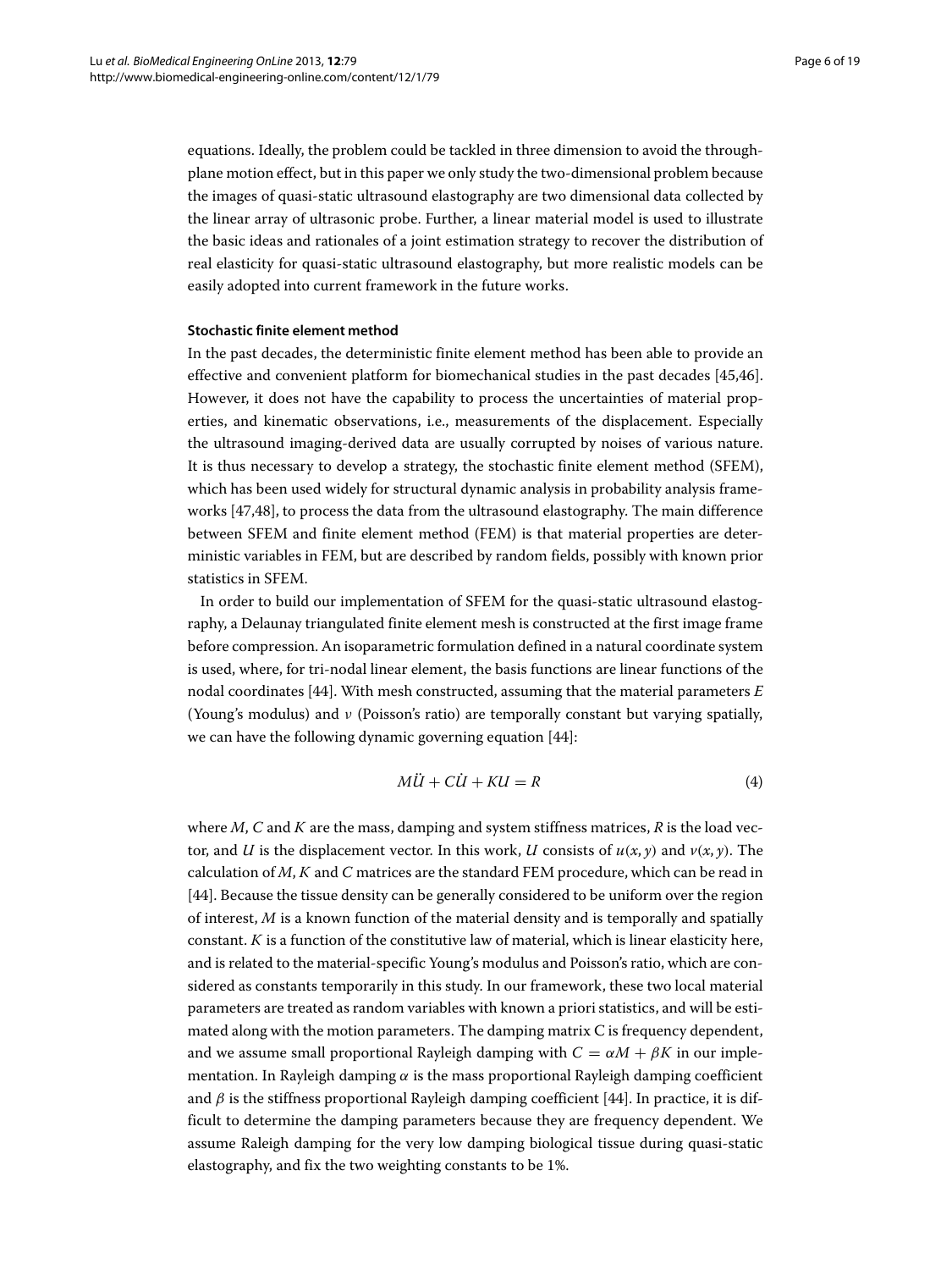equations. Ideally, the problem could be tackled in three dimension to avoid the through-plane motion effect, but in this paper we only study the two-dimensional problem because the images of quasi-static ultrasound elastography are two dimensional data collected by the linear array of ultrasonic probe. Further, a linear material model is used to illustrate the basic ideas and rationales of a joint estimation strategy to recover the distribution of real elasticity for quasi-static ultrasound elastography, but more realistic models can be easily adopted into current framework in the future works.

#### Stochastic finite element method

In the past decades, the deterministic finite element method has been able to provide an effective and convenient platform for biomechanical studies in the past decades [45,46]. However, it does not have the capability to process the uncertainties of material properties, and kinematic observations, i.e., measurements of the displacement. Especially the ultrasound imaging-derived data are usually corrupted by noises of various nature. It is thus necessary to develop a strategy, the stochastic finite element method (SFEM), which has been used widely for structural dynamic analysis in probability analysis frameworks [47,48], to process the data from the ultrasound elastography. The main difference between SFEM and finite element method (FEM) is that material properties are deterministic variables in FEM, but are described by random fields, possibly with known prior statistics in SFEM.

In order to build our implementation of SFEM for the quasi-static ultrasound elastography, a Delaunay triangulated finite element mesh is constructed at the first image frame before compression. An isoparametric formulation defined in a natural coordinate system is used, where, for tri-nodal linear element, the basis functions are linear functions of the nodal coordinates [44]. With mesh constructed, assuming that the material parameters $E$ (Young's modulus) and $\nu$ (Poisson's ratio) are temporally constant but varying spatially, we can have the following dynamic governing equation [44]:

$$M\ddot{U} + C\dot{U} + KU = R \tag{4}$$

where $M$, $C$ and $K$ are the mass, damping and system stiffness matrices, $R$ is the load vector, and $U$ is the displacement vector. In this work, $U$ consists of $u(x, y)$ and $v(x, y)$. The calculation of $M$, $K$ and $C$ matrices are the standard FEM procedure, which can be read in [44]. Because the tissue density can be generally considered to be uniform over the region of interest, $M$ is a known function of the material density and is temporally and spatially constant. $K$ is a function of the constitutive law of material, which is linear elasticity here, and is related to the material-specific Young's modulus and Poisson's ratio, which are considered as constants temporarily in this study. In our framework, these two local material parameters are treated as random variables with known a priori statistics, and will be estimated along with the motion parameters. The damping matrix C is frequency dependent, and we assume small proportional Rayleigh damping with $C = \alpha M + \beta K$ in our implementation. In Rayleigh damping $\alpha$ is the mass proportional Rayleigh damping coefficient and $\beta$ is the stiffness proportional Rayleigh damping coefficient [44]. In practice, it is difficult to determine the damping parameters because they are frequency dependent. We assume Raleigh damping for the very low damping biological tissue during quasi-static elastography, and fix the two weighting constants to be 1%.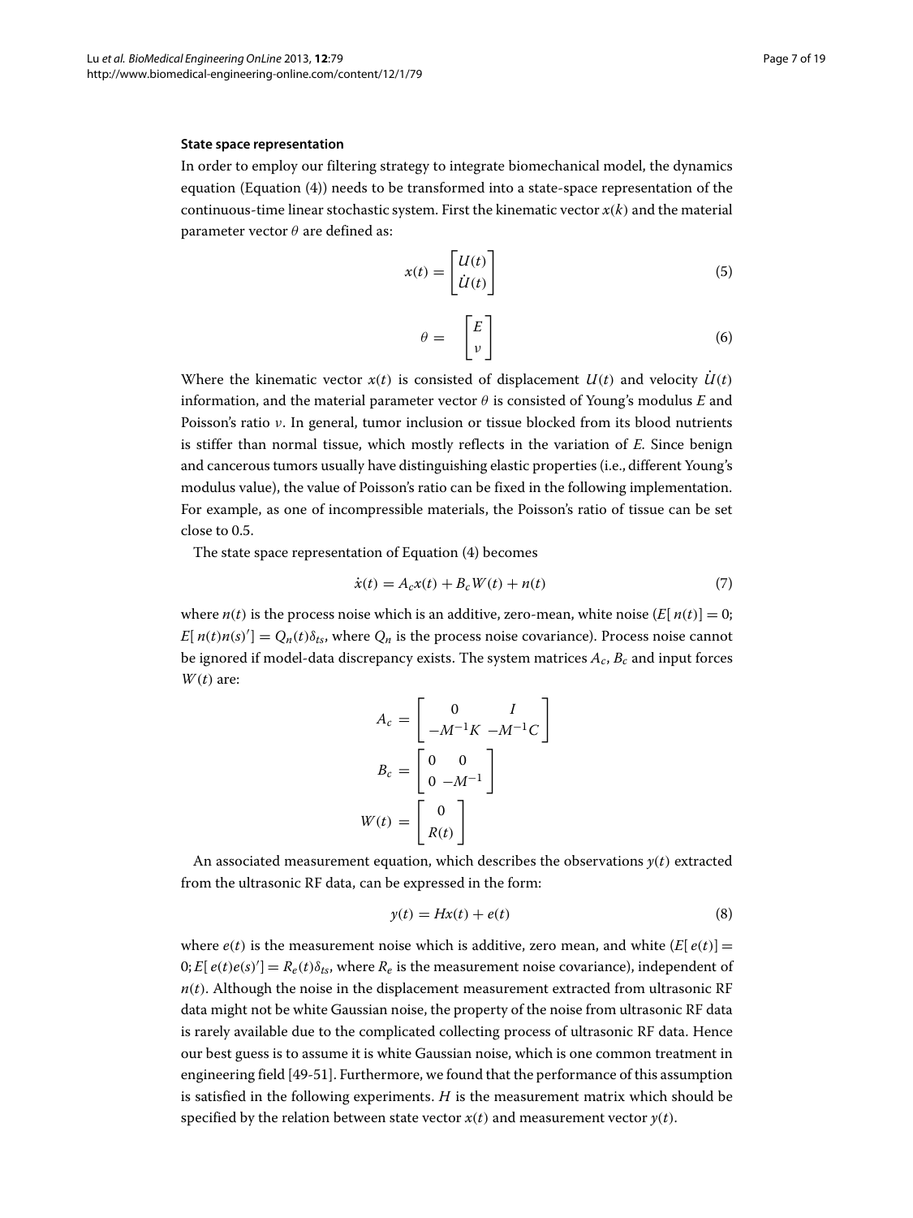### State space representation

In order to employ our filtering strategy to integrate biomechanical model, the dynamics equation (Equation (4)) needs to be transformed into a state-space representation of the continuous-time linear stochastic system. First the kinematic vector $x(k)$ and the material parameter vector $\theta$ are defined as:

$$x(t) = \begin{bmatrix} U(t) \\ \dot{U}(t) \end{bmatrix} \tag{5}$$

$$\theta = \begin{bmatrix} E \\ \nu \end{bmatrix} \tag{6}$$

Where the kinematic vector $x(t)$ is consisted of displacement $U(t)$ and velocity $\dot{U}(t)$ information, and the material parameter vector $\theta$ is consisted of Young's modulus $E$ and Poisson's ratio $\nu$. In general, tumor inclusion or tissue blocked from its blood nutrients is stiffer than normal tissue, which mostly reflects in the variation of $E$. Since benign and cancerous tumors usually have distinguishing elastic properties (i.e., different Young's modulus value), the value of Poisson's ratio can be fixed in the following implementation. For example, as one of incompressible materials, the Poisson's ratio of tissue can be set close to 0.5.

The state space representation of Equation (4) becomes

$$\dot{x}(t) = A_c x(t) + B_c W(t) + n(t) \tag{7}$$

where $n(t)$ is the process noise which is an additive, zero-mean, white noise ($E[\,n(t)] = 0$; $E[\,n(t)n(s)'] = Q_n(t)\delta_{ts}$, where $Q_n$ is the process noise covariance). Process noise cannot be ignored if model-data discrepancy exists. The system matrices $A_c$, $B_c$ and input forces $W(t)$ are:

$$A_c = \begin{bmatrix} 0 & I \\ -M^{-1}K & -M^{-1}C \end{bmatrix}$$

$$B_c = \begin{bmatrix} 0 & 0 \\ 0 & -M^{-1} \end{bmatrix}$$

$$W(t) = \begin{bmatrix} 0 \\ R(t) \end{bmatrix}$$

An associated measurement equation, which describes the observations $y(t)$ extracted from the ultrasonic RF data, can be expressed in the form:

$$y(t) = Hx(t) + e(t) \tag{8}$$

where $e(t)$ is the measurement noise which is additive, zero mean, and white ($E[\,e(t)] = 0; E[\,e(t)e(s)'] = R_e(t)\delta_{ts}$, where $R_e$ is the measurement noise covariance), independent of $n(t)$. Although the noise in the displacement measurement extracted from ultrasonic RF data might not be white Gaussian noise, the property of the noise from ultrasonic RF data is rarely available due to the complicated collecting process of ultrasonic RF data. Hence our best guess is to assume it is white Gaussian noise, which is one common treatment in engineering field [49-51]. Furthermore, we found that the performance of this assumption is satisfied in the following experiments. $H$ is the measurement matrix which should be specified by the relation between state vector $x(t)$ and measurement vector $y(t)$.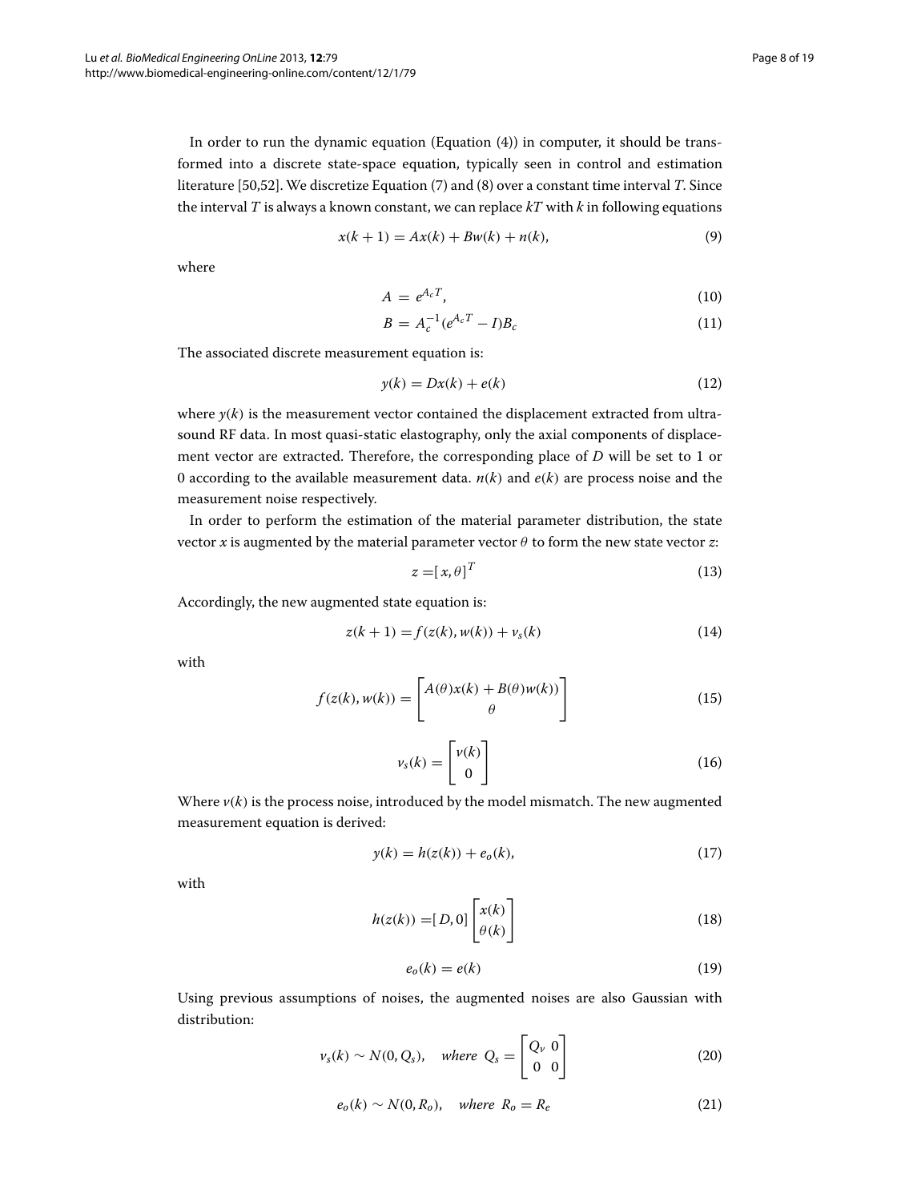In order to run the dynamic equation (Equation (4)) in computer, it should be transformed into a discrete state-space equation, typically seen in control and estimation literature [50,52]. We discretize Equation (7) and (8) over a constant time interval $T$. Since the interval $T$ is always a known constant, we can replace $kT$ with $k$ in following equations

$$x(k+1) = Ax(k) + Bw(k) + n(k), \tag{9}$$

where

$$A = e^{A_c T}, \tag{10}$$

$$B = A_c^{-1}(e^{A_c T} - I)B_c \tag{11}$$

The associated discrete measurement equation is:

$$y(k) = Dx(k) + e(k) \tag{12}$$

where $y(k)$ is the measurement vector contained the displacement extracted from ultrasound RF data. In most quasi-static elastography, only the axial components of displacement vector are extracted. Therefore, the corresponding place of $D$ will be set to 1 or 0 according to the available measurement data. $n(k)$ and $e(k)$ are process noise and the measurement noise respectively.

In order to perform the estimation of the material parameter distribution, the state vector $x$ is augmented by the material parameter vector $\theta$ to form the new state vector $z$:

$$z = [x, \theta]^T \tag{13}$$

Accordingly, the new augmented state equation is:

$$z(k+1) = f(z(k), w(k)) + v_s(k) \tag{14}$$

with

$$f(z(k), w(k)) = \begin{bmatrix} A(\theta)x(k) + B(\theta)w(k)) \\ \theta \end{bmatrix} \tag{15}$$

$$v_s(k) = \begin{bmatrix} v(k) \\ 0 \end{bmatrix} \tag{16}$$

Where $v(k)$ is the process noise, introduced by the model mismatch. The new augmented measurement equation is derived:

$$y(k) = h(z(k)) + e_o(k), \tag{17}$$

with

$$h(z(k)) = [D, 0] \begin{bmatrix} x(k) \\ \theta(k) \end{bmatrix} \tag{18}$$

$$e_o(k) = e(k) \tag{19}$$

Using previous assumptions of noises, the augmented noises are also Gaussian with distribution:

$$v_s(k) \sim N(0, Q_s), \quad \textit{where} \;\; Q_s = \begin{bmatrix} Q_v & 0 \\ 0 & 0 \end{bmatrix} \tag{20}$$

$$e_o(k) \sim N(0, R_o), \quad \textit{where} \;\; R_o = R_e \tag{21}$$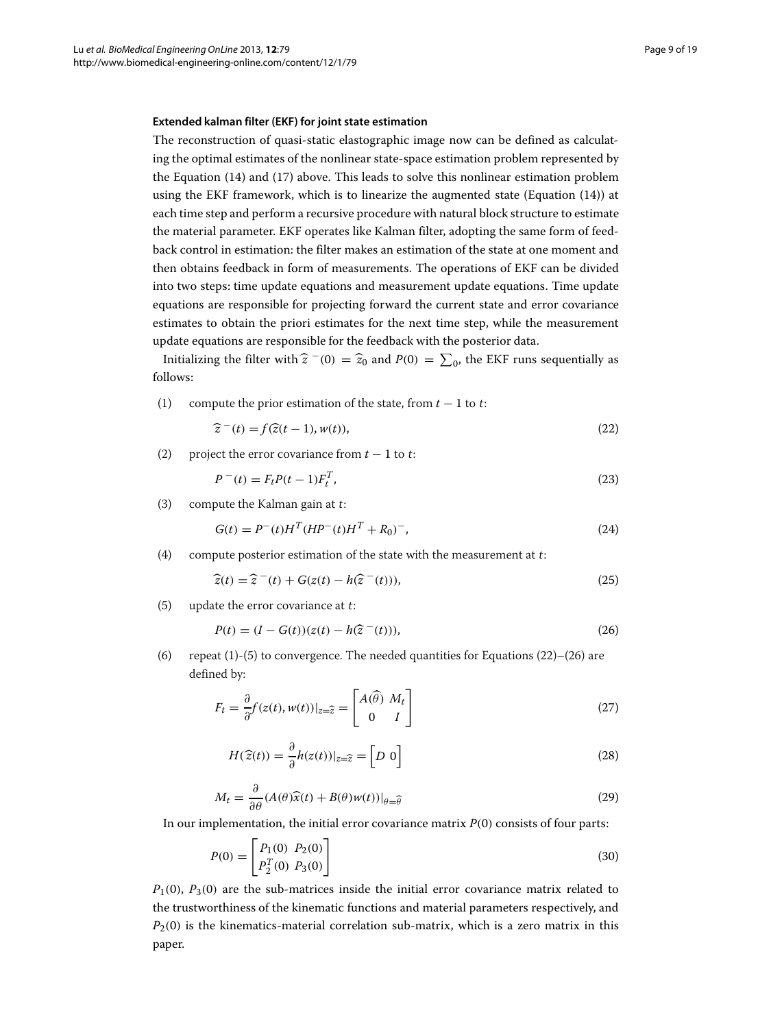#### Extended kalman filter (EKF) for joint state estimation

The reconstruction of quasi-static elastographic image now can be defined as calculating the optimal estimates of the nonlinear state-space estimation problem represented by the Equation (14) and (17) above. This leads to solve this nonlinear estimation problem using the EKF framework, which is to linearize the augmented state (Equation (14)) at each time step and perform a recursive procedure with natural block structure to estimate the material parameter. EKF operates like Kalman filter, adopting the same form of feedback control in estimation: the filter makes an estimation of the state at one moment and then obtains feedback in form of measurements. The operations of EKF can be divided into two steps: time update equations and measurement update equations. Time update equations are responsible for projecting forward the current state and error covariance estimates to obtain the priori estimates for the next time step, while the measurement update equations are responsible for the feedback with the posterior data.

Initializing the filter with $\widehat{z}^{\,-}(0) = \widehat{z}_0$ and $P(0) = \sum_0$, the EKF runs sequentially as follows:

(1) compute the prior estimation of the state, from $t-1$ to $t$:

$$\widehat{z}^{\,-}(t) = f(\widehat{z}(t-1), w(t)), \tag{22}$$

(2) project the error covariance from $t-1$ to $t$:

$$P^{\,-}(t) = F_t P(t-1) F_t^T, \tag{23}$$

(3) compute the Kalman gain at $t$:

$$G(t) = P^{-}(t) H^T (H P^{-}(t) H^T + R_0)^{-}, \tag{24}$$

(4) compute posterior estimation of the state with the measurement at $t$:

$$\widehat{z}(t) = \widehat{z}^{\,-}(t) + G(z(t) - h(\widehat{z}^{\,-}(t))), \tag{25}$$

(5) update the error covariance at $t$:

$$P(t) = (I - G(t))(z(t) - h(\widehat{z}^{\,-}(t))), \tag{26}$$

(6) repeat (1)-(5) to convergence. The needed quantities for Equations (22)–(26) are defined by:

$$F_t = \frac{\partial}{\partial} f(z(t), w(t))|_{z=\widehat{z}} = \begin{bmatrix} A(\widehat{\theta}) & M_t \\ 0 & I \end{bmatrix} \tag{27}$$

$$H(\widehat{z}(t)) = \frac{\partial}{\partial} h(z(t))|_{z=\widehat{z}} = \begin{bmatrix} D & 0 \end{bmatrix} \tag{28}$$

$$M_t = \frac{\partial}{\partial \theta}(A(\theta)\widehat{x}(t) + B(\theta) w(t))|_{\theta=\widehat{\theta}} \tag{29}$$

In our implementation, the initial error covariance matrix $P(0)$ consists of four parts:

$$P(0) = \begin{bmatrix} P_1(0) & P_2(0) \\ P_2^T(0) & P_3(0) \end{bmatrix} \tag{30}$$

$P_1(0)$, $P_3(0)$ are the sub-matrices inside the initial error covariance matrix related to the trustworthiness of the kinematic functions and material parameters respectively, and $P_2(0)$ is the kinematics-material correlation sub-matrix, which is a zero matrix in this paper.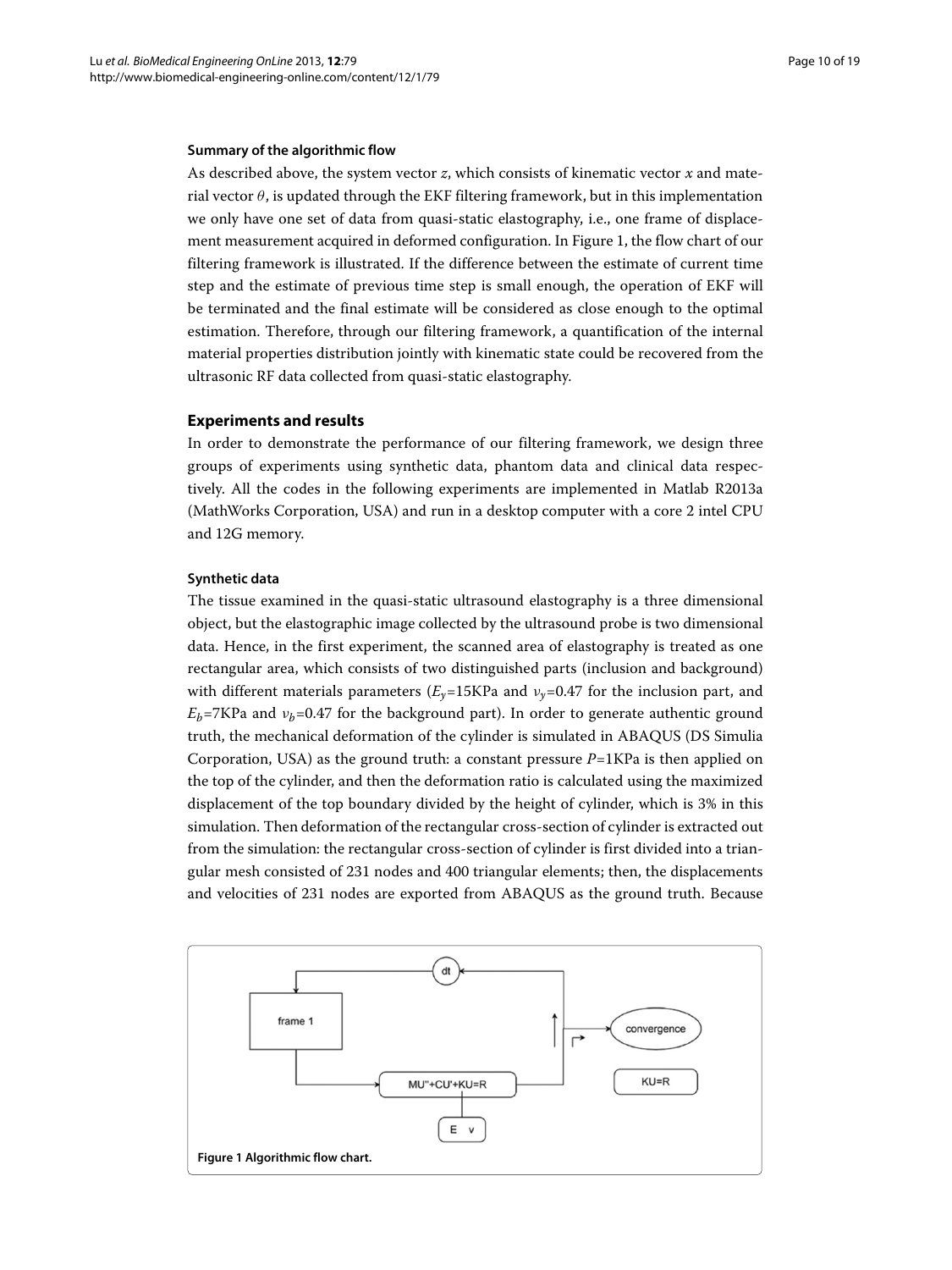### Summary of the algorithmic flow

As described above, the system vector $z$, which consists of kinematic vector $x$ and material vector $\theta$, is updated through the EKF filtering framework, but in this implementation we only have one set of data from quasi-static elastography, i.e., one frame of displacement measurement acquired in deformed configuration. In Figure 1, the flow chart of our filtering framework is illustrated. If the difference between the estimate of current time step and the estimate of previous time step is small enough, the operation of EKF will be terminated and the final estimate will be considered as close enough to the optimal estimation. Therefore, through our filtering framework, a quantification of the internal material properties distribution jointly with kinematic state could be recovered from the ultrasonic RF data collected from quasi-static elastography.

## Experiments and results

In order to demonstrate the performance of our filtering framework, we design three groups of experiments using synthetic data, phantom data and clinical data respectively. All the codes in the following experiments are implemented in Matlab R2013a (MathWorks Corporation, USA) and run in a desktop computer with a core 2 intel CPU and 12G memory.

### Synthetic data

The tissue examined in the quasi-static ultrasound elastography is a three dimensional object, but the elastographic image collected by the ultrasound probe is two dimensional data. Hence, in the first experiment, the scanned area of elastography is treated as one rectangular area, which consists of two distinguished parts (inclusion and background) with different materials parameters ($E_y$=15KPa and $\nu_y$=0.47 for the inclusion part, and $E_b$=7KPa and $\nu_b$=0.47 for the background part). In order to generate authentic ground truth, the mechanical deformation of the cylinder is simulated in ABAQUS (DS Simulia Corporation, USA) as the ground truth: a constant pressure $P$=1KPa is then applied on the top of the cylinder, and then the deformation ratio is calculated using the maximized displacement of the top boundary divided by the height of cylinder, which is 3% in this simulation. Then deformation of the rectangular cross-section of cylinder is extracted out from the simulation: the rectangular cross-section of cylinder is first divided into a triangular mesh consisted of 231 nodes and 400 triangular elements; then, the displacements and velocities of 231 nodes are exported from ABAQUS as the ground truth. Because

**Figure 1 Algorithmic flow chart.**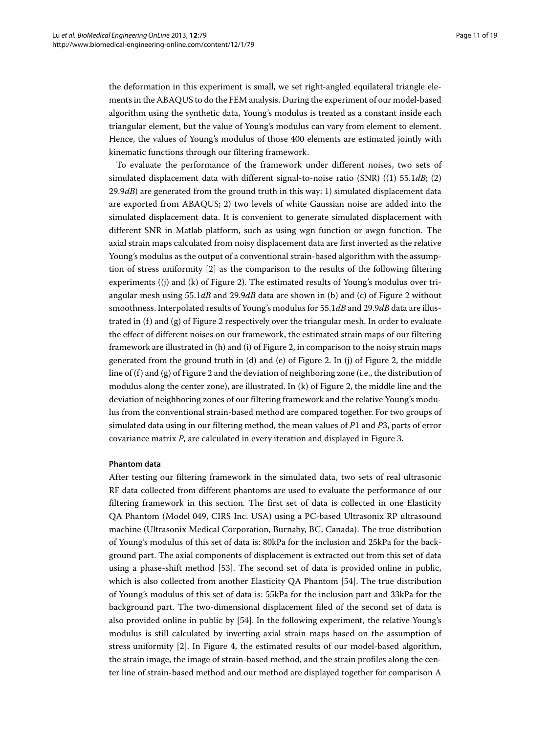the deformation in this experiment is small, we set right-angled equilateral triangle elements in the ABAQUS to do the FEM analysis. During the experiment of our model-based algorithm using the synthetic data, Young's modulus is treated as a constant inside each triangular element, but the value of Young's modulus can vary from element to element. Hence, the values of Young's modulus of those 400 elements are estimated jointly with kinematic functions through our filtering framework.

To evaluate the performance of the framework under different noises, two sets of simulated displacement data with different signal-to-noise ratio (SNR) ((1) 55.1*dB*; (2) 29.9*dB*) are generated from the ground truth in this way: 1) simulated displacement data are exported from ABAQUS; 2) two levels of white Gaussian noise are added into the simulated displacement data. It is convenient to generate simulated displacement with different SNR in Matlab platform, such as using wgn function or awgn function. The axial strain maps calculated from noisy displacement data are first inverted as the relative Young's modulus as the output of a conventional strain-based algorithm with the assumption of stress uniformity [2] as the comparison to the results of the following filtering experiments ((j) and (k) of Figure 2). The estimated results of Young's modulus over triangular mesh using 55.1*dB* and 29.9*dB* data are shown in (b) and (c) of Figure 2 without smoothness. Interpolated results of Young's modulus for 55.1*dB* and 29.9*dB* data are illustrated in (f) and (g) of Figure 2 respectively over the triangular mesh. In order to evaluate the effect of different noises on our framework, the estimated strain maps of our filtering framework are illustrated in (h) and (i) of Figure 2, in comparison to the noisy strain maps generated from the ground truth in (d) and (e) of Figure 2. In (j) of Figure 2, the middle line of (f) and (g) of Figure 2 and the deviation of neighboring zone (i.e., the distribution of modulus along the center zone), are illustrated. In (k) of Figure 2, the middle line and the deviation of neighboring zones of our filtering framework and the relative Young's modulus from the conventional strain-based method are compared together. For two groups of simulated data using in our filtering method, the mean values of $P1$ and $P3$, parts of error covariance matrix $P$, are calculated in every iteration and displayed in Figure 3.

#### Phantom data

After testing our filtering framework in the simulated data, two sets of real ultrasonic RF data collected from different phantoms are used to evaluate the performance of our filtering framework in this section. The first set of data is collected in one Elasticity QA Phantom (Model 049, CIRS Inc. USA) using a PC-based Ultrasonix RP ultrasound machine (Ultrasonix Medical Corporation, Burnaby, BC, Canada). The true distribution of Young's modulus of this set of data is: 80kPa for the inclusion and 25kPa for the background part. The axial components of displacement is extracted out from this set of data using a phase-shift method [53]. The second set of data is provided online in public, which is also collected from another Elasticity QA Phantom [54]. The true distribution of Young's modulus of this set of data is: 55kPa for the inclusion part and 33kPa for the background part. The two-dimensional displacement filed of the second set of data is also provided online in public by [54]. In the following experiment, the relative Young's modulus is still calculated by inverting axial strain maps based on the assumption of stress uniformity [2]. In Figure 4, the estimated results of our model-based algorithm, the strain image, the image of strain-based method, and the strain profiles along the center line of strain-based method and our method are displayed together for comparison A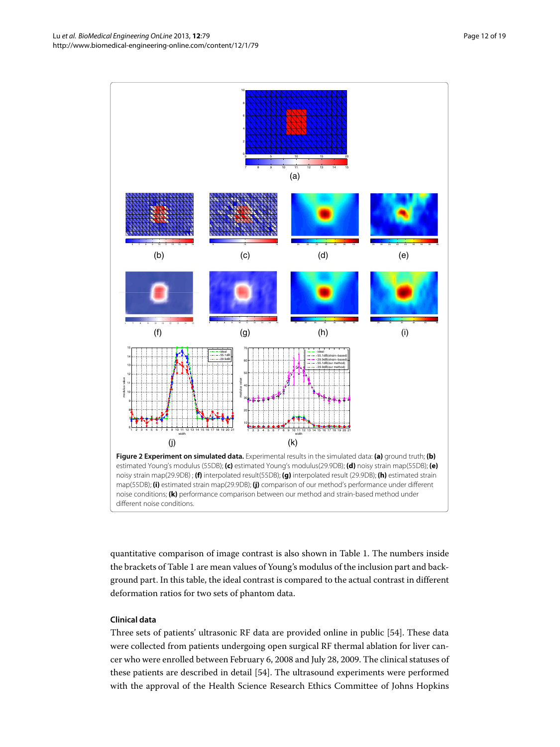**Figure 2 Experiment on simulated data.** Experimental results in the simulated data: **(a)** ground truth; **(b)** estimated Young's modulus (55DB); **(c)** estimated Young's modulus(29.9DB); **(d)** noisy strain map(55DB); **(e)** noisy strain map(29.9DB) ; **(f)** interpolated result(55DB); **(g)** interpolated result (29.9DB); **(h)** estimated strain map(55DB); **(i)** estimated strain map(29.9DB); **(j)** comparison of our method's performance under different noise conditions; **(k)** performance comparison between our method and strain-based method under different noise conditions.

quantitative comparison of image contrast is also shown in Table 1. The numbers inside the brackets of Table 1 are mean values of Young's modulus of the inclusion part and background part. In this table, the ideal contrast is compared to the actual contrast in different deformation ratios for two sets of phantom data.

### Clinical data

Three sets of patients' ultrasonic RF data are provided online in public [54]. These data were collected from patients undergoing open surgical RF thermal ablation for liver cancer who were enrolled between February 6, 2008 and July 28, 2009. The clinical statuses of these patients are described in detail [54]. The ultrasound experiments were performed with the approval of the Health Science Research Ethics Committee of Johns Hopkins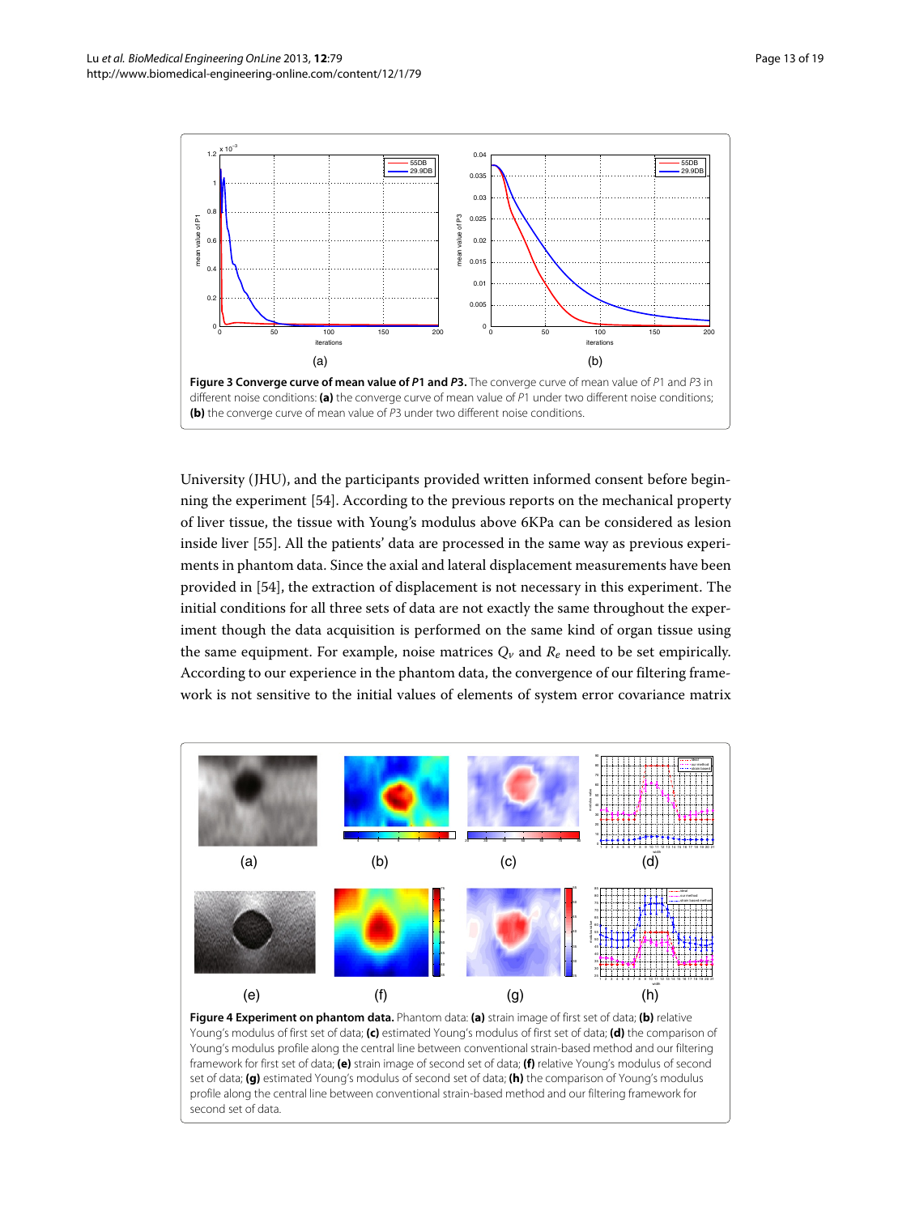**Figure 3 Converge curve of mean value of $P1$ and $P3$.** The converge curve of mean value of $P1$ and $P3$ in different noise conditions: **(a)** the converge curve of mean value of $P1$ under two different noise conditions; **(b)** the converge curve of mean value of $P3$ under two different noise conditions.

University (JHU), and the participants provided written informed consent before beginning the experiment [54]. According to the previous reports on the mechanical property of liver tissue, the tissue with Young's modulus above 6KPa can be considered as lesion inside liver [55]. All the patients' data are processed in the same way as previous experiments in phantom data. Since the axial and lateral displacement measurements have been provided in [54], the extraction of displacement is not necessary in this experiment. The initial conditions for all three sets of data are not exactly the same throughout the experiment though the data acquisition is performed on the same kind of organ tissue using the same equipment. For example, noise matrices $Q_v$ and $R_e$ need to be set empirically. According to our experience in the phantom data, the convergence of our filtering framework is not sensitive to the initial values of elements of system error covariance matrix

**Figure 4 Experiment on phantom data.** Phantom data: **(a)** strain image of first set of data; **(b)** relative Young's modulus of first set of data; **(c)** estimated Young's modulus of first set of data; **(d)** the comparison of Young's modulus profile along the central line between conventional strain-based method and our filtering framework for first set of data; **(e)** strain image of second set of data; **(f)** relative Young's modulus of second set of data; **(g)** estimated Young's modulus of second set of data; **(h)** the comparison of Young's modulus profile along the central line between conventional strain-based method and our filtering framework for second set of data.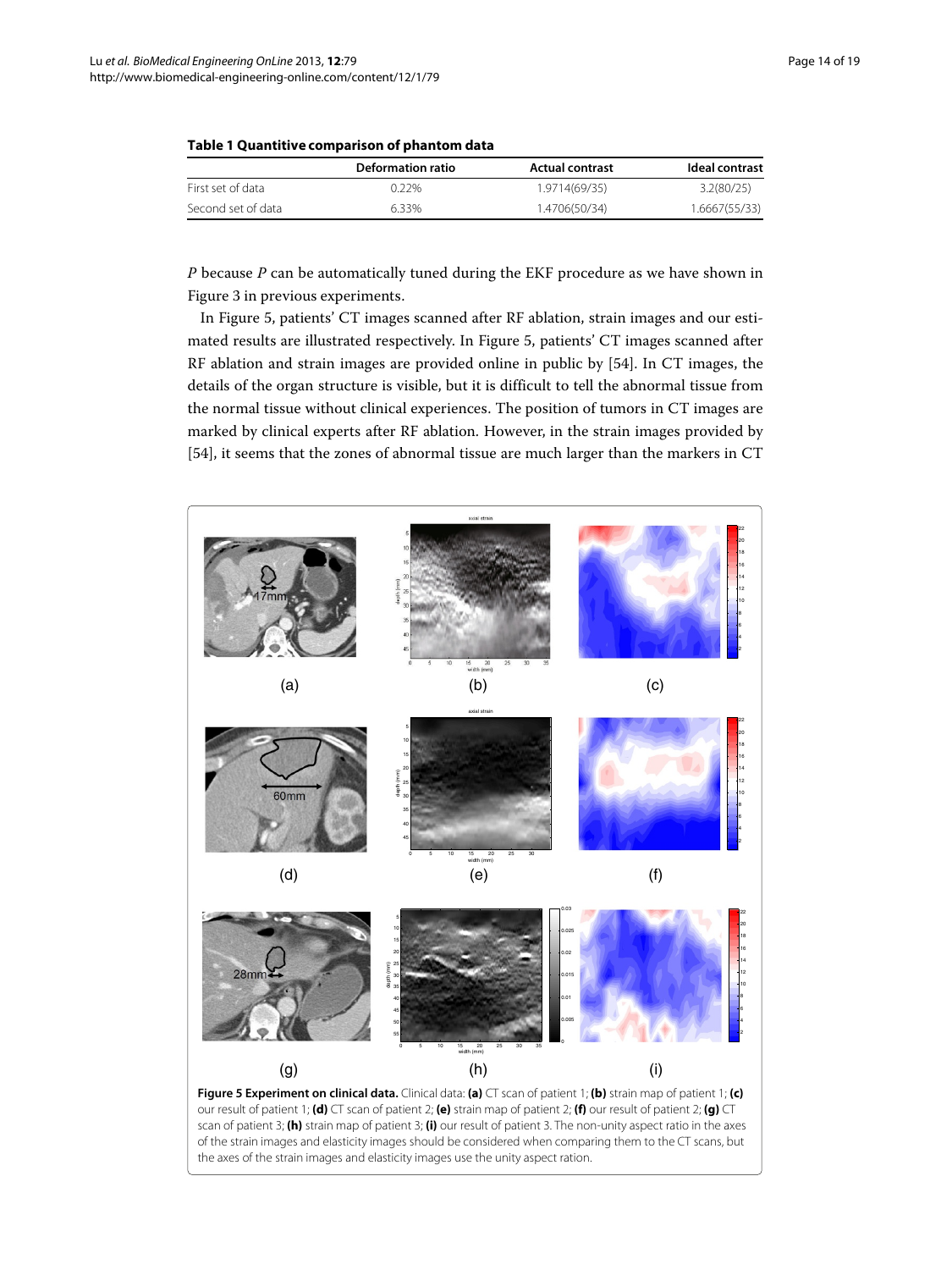**Table 1 Quantitive comparison of phantom data**

| | Deformation ratio | Actual contrast | Ideal contrast |
|---|---|---|---|
| First set of data | 0.22% | 1.9714(69/35) | 3.2(80/25) |
| Second set of data | 6.33% | 1.4706(50/34) | 1.6667(55/33) |

$P$ because $P$ can be automatically tuned during the EKF procedure as we have shown in Figure 3 in previous experiments.

In Figure 5, patients' CT images scanned after RF ablation, strain images and our estimated results are illustrated respectively. In Figure 5, patients' CT images scanned after RF ablation and strain images are provided online in public by [54]. In CT images, the details of the organ structure is visible, but it is difficult to tell the abnormal tissue from the normal tissue without clinical experiences. The position of tumors in CT images are marked by clinical experts after RF ablation. However, in the strain images provided by [54], it seems that the zones of abnormal tissue are much larger than the markers in CT

**Figure 5 Experiment on clinical data.** Clinical data: **(a)** CT scan of patient 1; **(b)** strain map of patient 1; **(c)** our result of patient 1; **(d)** CT scan of patient 2; **(e)** strain map of patient 2; **(f)** our result of patient 2; **(g)** CT scan of patient 3; **(h)** strain map of patient 3; **(i)** our result of patient 3. The non-unity aspect ratio in the axes of the strain images and elasticity images should be considered when comparing them to the CT scans, but the axes of the strain images and elasticity images use the unity aspect ration.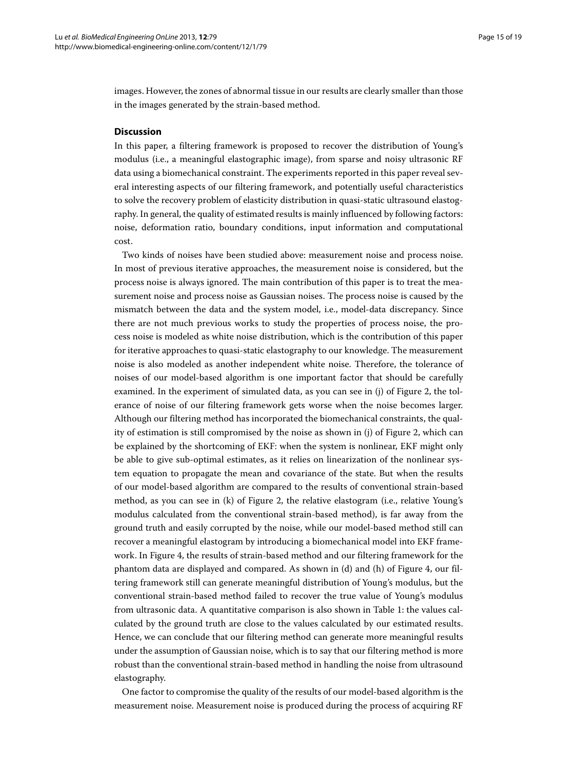images. However, the zones of abnormal tissue in our results are clearly smaller than those in the images generated by the strain-based method.

## Discussion

In this paper, a filtering framework is proposed to recover the distribution of Young's modulus (i.e., a meaningful elastographic image), from sparse and noisy ultrasonic RF data using a biomechanical constraint. The experiments reported in this paper reveal several interesting aspects of our filtering framework, and potentially useful characteristics to solve the recovery problem of elasticity distribution in quasi-static ultrasound elastography. In general, the quality of estimated results is mainly influenced by following factors: noise, deformation ratio, boundary conditions, input information and computational cost.

Two kinds of noises have been studied above: measurement noise and process noise. In most of previous iterative approaches, the measurement noise is considered, but the process noise is always ignored. The main contribution of this paper is to treat the measurement noise and process noise as Gaussian noises. The process noise is caused by the mismatch between the data and the system model, i.e., model-data discrepancy. Since there are not much previous works to study the properties of process noise, the process noise is modeled as white noise distribution, which is the contribution of this paper for iterative approaches to quasi-static elastography to our knowledge. The measurement noise is also modeled as another independent white noise. Therefore, the tolerance of noises of our model-based algorithm is one important factor that should be carefully examined. In the experiment of simulated data, as you can see in (j) of Figure 2, the tolerance of noise of our filtering framework gets worse when the noise becomes larger. Although our filtering method has incorporated the biomechanical constraints, the quality of estimation is still compromised by the noise as shown in (j) of Figure 2, which can be explained by the shortcoming of EKF: when the system is nonlinear, EKF might only be able to give sub-optimal estimates, as it relies on linearization of the nonlinear system equation to propagate the mean and covariance of the state. But when the results of our model-based algorithm are compared to the results of conventional strain-based method, as you can see in (k) of Figure 2, the relative elastogram (i.e., relative Young's modulus calculated from the conventional strain-based method), is far away from the ground truth and easily corrupted by the noise, while our model-based method still can recover a meaningful elastogram by introducing a biomechanical model into EKF framework. In Figure 4, the results of strain-based method and our filtering framework for the phantom data are displayed and compared. As shown in (d) and (h) of Figure 4, our filtering framework still can generate meaningful distribution of Young's modulus, but the conventional strain-based method failed to recover the true value of Young's modulus from ultrasonic data. A quantitative comparison is also shown in Table 1: the values calculated by the ground truth are close to the values calculated by our estimated results. Hence, we can conclude that our filtering method can generate more meaningful results under the assumption of Gaussian noise, which is to say that our filtering method is more robust than the conventional strain-based method in handling the noise from ultrasound elastography.

One factor to compromise the quality of the results of our model-based algorithm is the measurement noise. Measurement noise is produced during the process of acquiring RF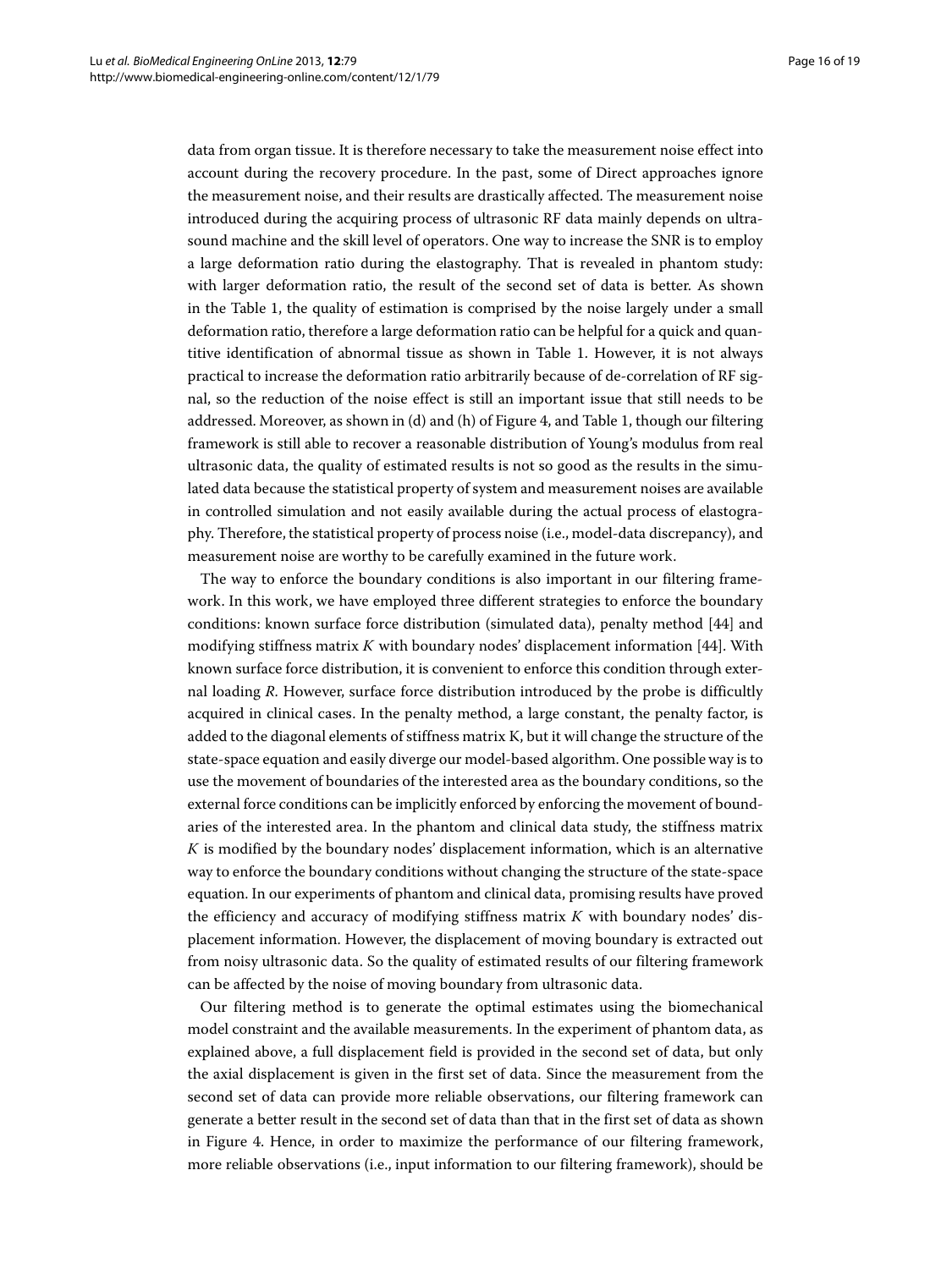data from organ tissue. It is therefore necessary to take the measurement noise effect into account during the recovery procedure. In the past, some of Direct approaches ignore the measurement noise, and their results are drastically affected. The measurement noise introduced during the acquiring process of ultrasonic RF data mainly depends on ultrasound machine and the skill level of operators. One way to increase the SNR is to employ a large deformation ratio during the elastography. That is revealed in phantom study: with larger deformation ratio, the result of the second set of data is better. As shown in the Table 1, the quality of estimation is comprised by the noise largely under a small deformation ratio, therefore a large deformation ratio can be helpful for a quick and quantitive identification of abnormal tissue as shown in Table 1. However, it is not always practical to increase the deformation ratio arbitrarily because of de-correlation of RF signal, so the reduction of the noise effect is still an important issue that still needs to be addressed. Moreover, as shown in (d) and (h) of Figure 4, and Table 1, though our filtering framework is still able to recover a reasonable distribution of Young's modulus from real ultrasonic data, the quality of estimated results is not so good as the results in the simulated data because the statistical property of system and measurement noises are available in controlled simulation and not easily available during the actual process of elastography. Therefore, the statistical property of process noise (i.e., model-data discrepancy), and measurement noise are worthy to be carefully examined in the future work.

The way to enforce the boundary conditions is also important in our filtering framework. In this work, we have employed three different strategies to enforce the boundary conditions: known surface force distribution (simulated data), penalty method [44] and modifying stiffness matrix $K$ with boundary nodes' displacement information [44]. With known surface force distribution, it is convenient to enforce this condition through external loading $R$. However, surface force distribution introduced by the probe is difficultly acquired in clinical cases. In the penalty method, a large constant, the penalty factor, is added to the diagonal elements of stiffness matrix K, but it will change the structure of the state-space equation and easily diverge our model-based algorithm. One possible way is to use the movement of boundaries of the interested area as the boundary conditions, so the external force conditions can be implicitly enforced by enforcing the movement of boundaries of the interested area. In the phantom and clinical data study, the stiffness matrix $K$ is modified by the boundary nodes' displacement information, which is an alternative way to enforce the boundary conditions without changing the structure of the state-space equation. In our experiments of phantom and clinical data, promising results have proved the efficiency and accuracy of modifying stiffness matrix $K$ with boundary nodes' displacement information. However, the displacement of moving boundary is extracted out from noisy ultrasonic data. So the quality of estimated results of our filtering framework can be affected by the noise of moving boundary from ultrasonic data.

Our filtering method is to generate the optimal estimates using the biomechanical model constraint and the available measurements. In the experiment of phantom data, as explained above, a full displacement field is provided in the second set of data, but only the axial displacement is given in the first set of data. Since the measurement from the second set of data can provide more reliable observations, our filtering framework can generate a better result in the second set of data than that in the first set of data as shown in Figure 4. Hence, in order to maximize the performance of our filtering framework, more reliable observations (i.e., input information to our filtering framework), should be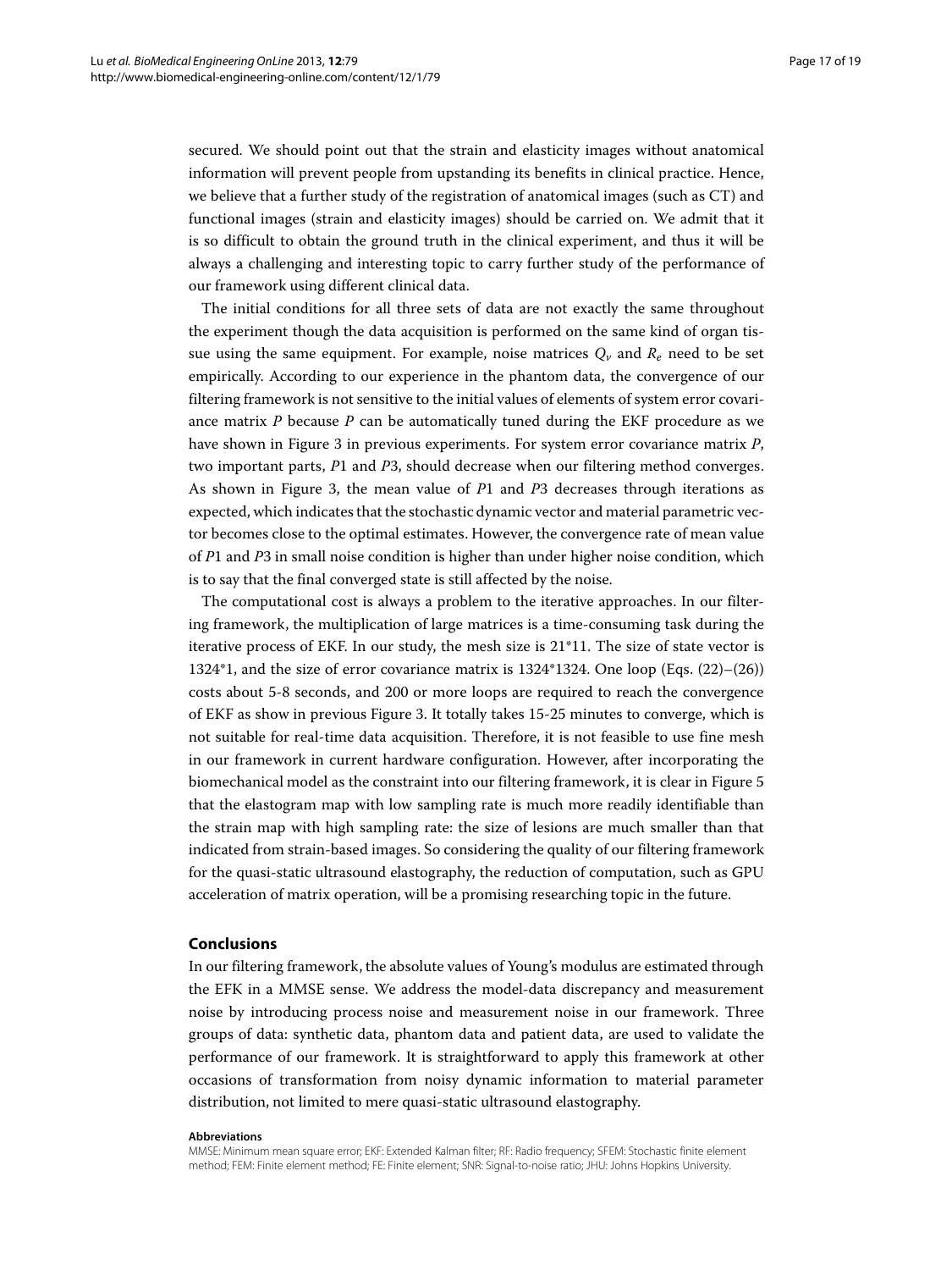secured. We should point out that the strain and elasticity images without anatomical information will prevent people from upstanding its benefits in clinical practice. Hence, we believe that a further study of the registration of anatomical images (such as CT) and functional images (strain and elasticity images) should be carried on. We admit that it is so difficult to obtain the ground truth in the clinical experiment, and thus it will be always a challenging and interesting topic to carry further study of the performance of our framework using different clinical data.

The initial conditions for all three sets of data are not exactly the same throughout the experiment though the data acquisition is performed on the same kind of organ tissue using the same equipment. For example, noise matrices $Q_v$ and $R_e$ need to be set empirically. According to our experience in the phantom data, the convergence of our filtering framework is not sensitive to the initial values of elements of system error covariance matrix $P$ because $P$ can be automatically tuned during the EKF procedure as we have shown in Figure 3 in previous experiments. For system error covariance matrix $P$, two important parts, $P1$ and $P3$, should decrease when our filtering method converges. As shown in Figure 3, the mean value of $P1$ and $P3$ decreases through iterations as expected, which indicates that the stochastic dynamic vector and material parametric vector becomes close to the optimal estimates. However, the convergence rate of mean value of $P1$ and $P3$ in small noise condition is higher than under higher noise condition, which is to say that the final converged state is still affected by the noise.

The computational cost is always a problem to the iterative approaches. In our filtering framework, the multiplication of large matrices is a time-consuming task during the iterative process of EKF. In our study, the mesh size is 21*11. The size of state vector is 1324*1, and the size of error covariance matrix is 1324*1324. One loop (Eqs. (22)–(26)) costs about 5-8 seconds, and 200 or more loops are required to reach the convergence of EKF as show in previous Figure 3. It totally takes 15-25 minutes to converge, which is not suitable for real-time data acquisition. Therefore, it is not feasible to use fine mesh in our framework in current hardware configuration. However, after incorporating the biomechanical model as the constraint into our filtering framework, it is clear in Figure 5 that the elastogram map with low sampling rate is much more readily identifiable than the strain map with high sampling rate: the size of lesions are much smaller than that indicated from strain-based images. So considering the quality of our filtering framework for the quasi-static ultrasound elastography, the reduction of computation, such as GPU acceleration of matrix operation, will be a promising researching topic in the future.

## Conclusions

In our filtering framework, the absolute values of Young's modulus are estimated through the EFK in a MMSE sense. We address the model-data discrepancy and measurement noise by introducing process noise and measurement noise in our framework. Three groups of data: synthetic data, phantom data and patient data, are used to validate the performance of our framework. It is straightforward to apply this framework at other occasions of transformation from noisy dynamic information to material parameter distribution, not limited to mere quasi-static ultrasound elastography.

#### Abbreviations

MMSE: Minimum mean square error; EKF: Extended Kalman filter; RF: Radio frequency; SFEM: Stochastic finite element method; FEM: Finite element method; FE: Finite element; SNR: Signal-to-noise ratio; JHU: Johns Hopkins University.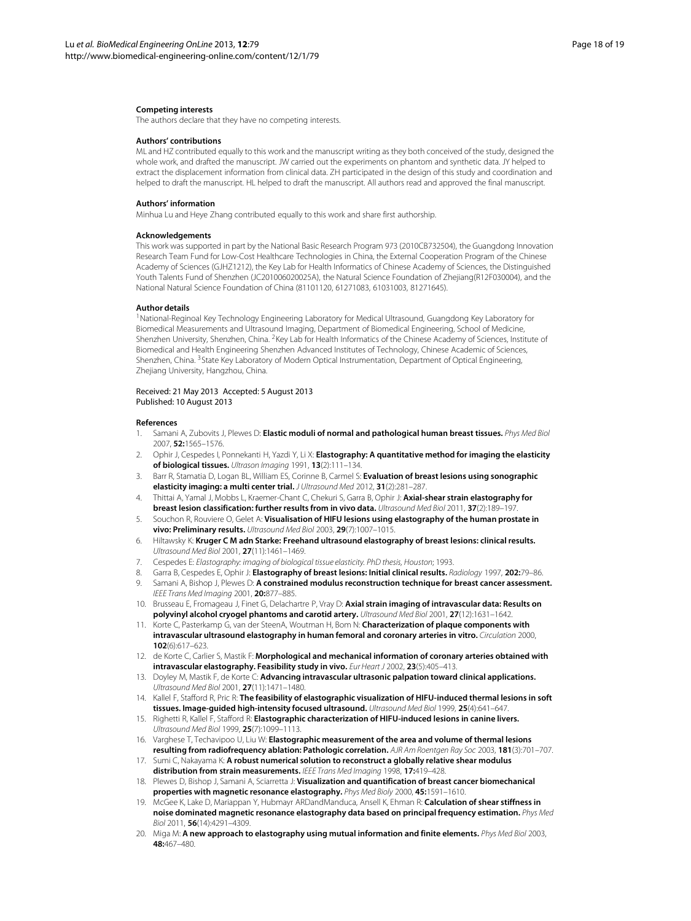#### Competing interests

The authors declare that they have no competing interests.

#### Authors' contributions

ML and HZ contributed equally to this work and the manuscript writing as they both conceived of the study, designed the whole work, and drafted the manuscript. JW carried out the experiments on phantom and synthetic data. JY helped to extract the displacement information from clinical data. ZH participated in the design of this study and coordination and helped to draft the manuscript. HL helped to draft the manuscript. All authors read and approved the final manuscript.

#### Authors' information

Minhua Lu and Heye Zhang contributed equally to this work and share first authorship.

#### Acknowledgements

This work was supported in part by the National Basic Research Program 973 (2010CB732504), the Guangdong Innovation Research Team Fund for Low-Cost Healthcare Technologies in China, the External Cooperation Program of the Chinese Academy of Sciences (GJHZ1212), the Key Lab for Health Informatics of Chinese Academy of Sciences, the Distinguished Youth Talents Fund of Shenzhen (JC201006020025A), the Natural Science Foundation of Zhejiang(R12F030004), and the National Natural Science Foundation of China (81101120, 61271083, 61031003, 81271645).

#### Author details

[1]National-Reginoal Key Technology Engineering Laboratory for Medical Ultrasound, Guangdong Key Laboratory for Biomedical Measurements and Ultrasound Imaging, Department of Biomedical Engineering, School of Medicine, Shenzhen University, Shenzhen, China. [2]Key Lab for Health Informatics of the Chinese Academy of Sciences, Institute of Biomedical and Health Engineering Shenzhen Advanced Institutes of Technology, Chinese Academic of Sciences, Shenzhen, China. [3]State Key Laboratory of Modern Optical Instrumentation, Department of Optical Engineering, Zhejiang University, Hangzhou, China.

Received: 21 May 2013 Accepted: 5 August 2013
Published: 10 August 2013

#### References

1. Samani A, Zubovits J, Plewes D: **Elastic moduli of normal and pathological human breast tissues.** *Phys Med Biol* 2007, **52:**1565–1576.
2. Ophir J, Cespedes I, Ponnekanti H, Yazdi Y, Li X: **Elastography: A quantitative method for imaging the elasticity of biological tissues.** *Ultrason Imaging* 1991, **13**(2):111–134.
3. Barr R, Stamatia D, Logan BL, William ES, Corinne B, Carmel S: **Evaluation of breast lesions using sonographic elasticity imaging: a multi center trial.** *J Ultrasound Med* 2012, **31**(2):281–287.
4. Thittai A, Yamal J, Mobbs L, Kraemer-Chant C, Chekuri S, Garra B, Ophir J: **Axial-shear strain elastography for breast lesion classification: further results from in vivo data.** *Ultrasound Med Biol* 2011, **37**(2):189–197.
5. Souchon R, Rouviere O, Gelet A: **Visualisation of HIFU lesions using elastography of the human prostate in vivo: Preliminary results.** *Ultrasound Med Biol* 2003, **29**(7):1007–1015.
6. Hiltawsky K: **Kruger C M adn Starke: Freehand ultrasound elastography of breast lesions: clinical results.** *Ultrasound Med Biol* 2001, **27**(11):1461–1469.
7. Cespedes E: *Elastography: imaging of biological tissue elasticity. PhD thesis, Houston*; 1993.
8. Garra B, Cespedes E, Ophir J: **Elastography of breast lesions: Initial clinical results.** *Radiology* 1997, **202:**79–86.
9. Samani A, Bishop J, Plewes D: **A constrained modulus reconstruction technique for breast cancer assessment.** *IEEE Trans Med Imaging* 2001, **20:**877–885.
10. Brusseau E, Fromageau J, Finet G, Delachartre P, Vray D: **Axial strain imaging of intravascular data: Results on polyvinyl alcohol cryogel phantoms and carotid artery.** *Ultrasound Med Biol* 2001, **27**(12):1631–1642.
11. Korte C, Pasterkamp G, van der SteenA, Woutman H, Bom N: **Characterization of plaque components with intravascular ultrasound elastography in human femoral and coronary arteries in vitro.** *Circulation* 2000, **102**(6):617–623.
12. de Korte C, Carlier S, Mastik F: **Morphological and mechanical information of coronary arteries obtained with intravascular elastography. Feasibility study in vivo.** *Eur Heart J* 2002, **23**(5):405–413.
13. Doyley M, Mastik F, de Korte C: **Advancing intravascular ultrasonic palpation toward clinical applications.** *Ultrasound Med Biol* 2001, **27**(11):1471–1480.
14. Kallel F, Stafford R, Pric R: **The feasibility of elastographic visualization of HIFU-induced thermal lesions in soft tissues. Image-guided high-intensity focused ultrasound.** *Ultrasound Med Biol* 1999, **25**(4):641–647.
15. Righetti R, Kallel F, Stafford R: **Elastographic characterization of HIFU-induced lesions in canine livers.** *Ultrasound Med Biol* 1999, **25**(7):1099–1113.
16. Varghese T, Techavipoo U, Liu W: **Elastographic measurement of the area and volume of thermal lesions resulting from radiofrequency ablation: Pathologic correlation.** *AJR Am Roentgen Ray Soc* 2003, **181**(3):701–707.
17. Sumi C, Nakayama K: **A robust numerical solution to reconstruct a globally relative shear modulus distribution from strain measurements.** *IEEE Trans Med Imaging* 1998, **17:**419–428.
18. Plewes D, Bishop J, Samani A, Sciarretta J: **Visualization and quantification of breast cancer biomechanical properties with magnetic resonance elastography.** *Phys Med Bioly* 2000, **45:**1591–1610.
19. McGee K, Lake D, Mariappan Y, Hubmayr ARDandManduca, Ansell K, Ehman R: **Calculation of shear stiffness in noise dominated magnetic resonance elastography data based on principal frequency estimation.** *Phys Med Biol* 2011, **56**(14):4291–4309.
20. Miga M: **A new approach to elastography using mutual information and finite elements.** *Phys Med Biol* 2003, **48:**467–480.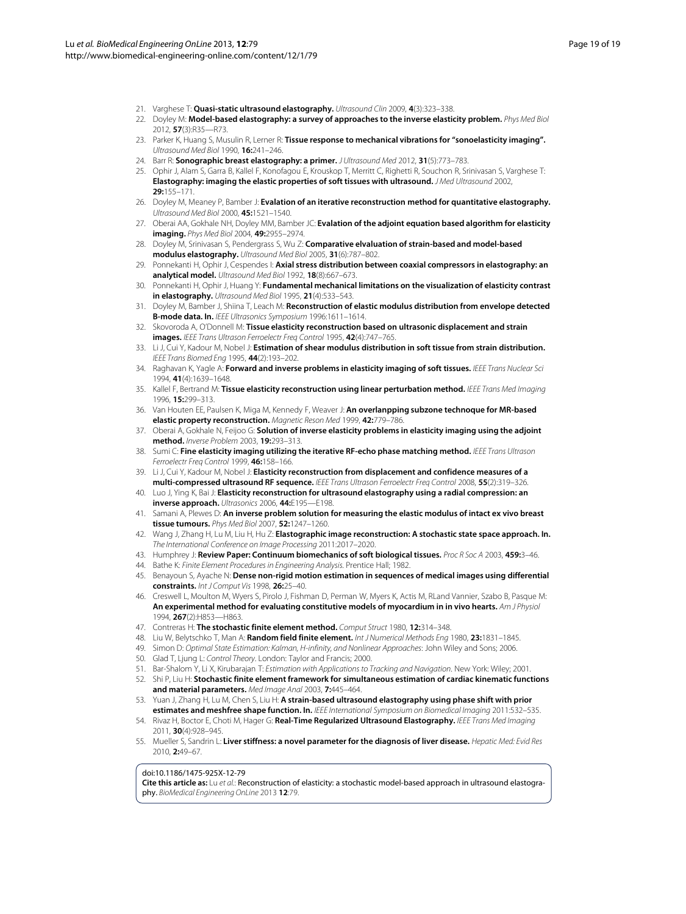21. Varghese T: **Quasi-static ultrasound elastography.** *Ultrasound Clin* 2009, **4**(3):323–338.
22. Doyley M: **Model-based elastography: a survey of approaches to the inverse elasticity problem.** *Phys Med Biol* 2012, **57**(3):R35—R73.
23. Parker K, Huang S, Musulin R, Lerner R: **Tissue response to mechanical vibrations for "sonoelasticity imaging".** *Ultrasound Med Biol* 1990, **16:**241–246.
24. Barr R: **Sonographic breast elastography: a primer.** *J Ultrasound Med* 2012, **31**(5):773–783.
25. Ophir J, Alam S, Garra B, Kallel F, Konofagou E, Krouskop T, Merritt C, Righetti R, Souchon R, Srinivasan S, Varghese T: **Elastography: imaging the elastic properties of soft tissues with ultrasound.** *J Med Ultrasound* 2002, **29:**155–171.
26. Doyley M, Meaney P, Bamber J: **Evalation of an iterative reconstruction method for quantitative elastography.** *Ultrasound Med Biol* 2000, **45:**1521–1540.
27. Oberai AA, Gokhale NH, Doyley MM, Bamber JC: **Evalation of the adjoint equation based algorithm for elasticity imaging.** *Phys Med Biol* 2004, **49:**2955–2974.
28. Doyley M, Srinivasan S, Pendergrass S, Wu Z: **Comparative evlaluation of strain-based and model-based modulus elastography.** *Ultrasound Med Biol* 2005, **31**(6):787–802.
29. Ponnekanti H, Ophir J, Cespendes I: **Axial stress distribution between coaxial compressors in elastography: an analytical model.** *Ultrasound Med Biol* 1992, **18**(8):667–673.
30. Ponnekanti H, Ophir J, Huang Y: **Fundamental mechanical limitations on the visualization of elasticity contrast in elastography.** *Ultrasound Med Biol* 1995, **21**(4):533–543.
31. Doyley M, Bamber J, Shiina T, Leach M: **Reconstruction of elastic modulus distribution from envelope detected B-mode data. In.** *IEEE Ultrasonics Symposium* 1996:1611–1614.
32. Skovoroda A, O'Donnell M: **Tissue elasticity reconstruction based on ultrasonic displacement and strain images.** *IEEE Trans Ultrason Ferroelectr Freq Control* 1995, **42**(4):747–765.
33. Li J, Cui Y, Kadour M, Nobel J: **Estimation of shear modulus distribution in soft tissue from strain distribution.** *IEEE Trans Biomed Eng* 1995, **44**(2):193–202.
34. Raghavan K, Yagle A: **Forward and inverse problems in elasticity imaging of soft tissues.** *IEEE Trans Nuclear Sci* 1994, **41**(4):1639–1648.
35. Kallel F, Bertrand M: **Tissue elasticity reconstruction using linear perturbation method.** *IEEE Trans Med Imaging* 1996, **15:**299–313.
36. Van Houten EE, Paulsen K, Miga M, Kennedy F, Weaver J: **An overlanpping subzone technoque for MR-based elastic property reconstruction.** *Magnetic Reson Med* 1999, **42:**779–786.
37. Oberai A, Gokhale N, Feijoo G: **Solution of inverse elasticity problems in elasticity imaging using the adjoint method.** *Inverse Problem* 2003, **19:**293–313.
38. Sumi C: **Fine elasticity imaging utilizing the iterative RF-echo phase matching method.** *IEEE Trans Ultrason Ferroelectr Freq Control* 1999, **46:**158–166.
39. Li J, Cui Y, Kadour M, Nobel J: **Elasticity reconstruction from displacement and confidence measures of a multi-compressed ultrasound RF sequence.** *IEEE Trans Ultrason Ferroelectr Freq Control* 2008, **55**(2):319–326.
40. Luo J, Ying K, Bai J: **Elasticity reconstruction for ultrasound elastography using a radial compression: an inverse approach.** *Ultrasonics* 2006, **44:**E195—E198.
41. Samani A, Plewes D: **An inverse problem solution for measuring the elastic modulus of intact ex vivo breast tissue tumours.** *Phys Med Biol* 2007, **52:**1247–1260.
42. Wang J, Zhang H, Lu M, Liu H, Hu Z: **Elastographic image reconstruction: A stochastic state space approach. In.** *The International Conference on Image Processing* 2011:2017–2020.
43. Humphrey J: **Review Paper: Continuum biomechanics of soft biological tissues.** *Proc R Soc A* 2003, **459:**3–46.
44. Bathe K: *Finite Element Procedures in Engineering Analysis*. Prentice Hall; 1982.
45. Benayoun S, Ayache N: **Dense non-rigid motion estimation in sequences of medical images using differential constraints.** *Int J Comput Vis* 1998, **26:**25–40.
46. Creswell L, Moulton M, Wyers S, Pirolo J, Fishman D, Perman W, Myers K, Actis M, RLand Vannier, Szabo B, Pasque M: **An experimental method for evaluating constitutive models of myocardium in in vivo hearts.** *Am J Physiol* 1994, **267**(2):H853—H863.
47. Contreras H: **The stochastic finite element method.** *Comput Struct* 1980, **12:**314–348.
48. Liu W, Belytschko T, Man A: **Random field finite element.** *Int J Numerical Methods Eng* 1980, **23:**1831–1845.
49. Simon D: *Optimal State Estimation: Kalman, H-infinity, and Nonlinear Approaches*: John Wiley and Sons; 2006.
50. Glad T, Ljung L: *Control Theory*. London: Taylor and Francis; 2000.
51. Bar-Shalom Y, Li X, Kirubarajan T: *Estimation with Applications to Tracking and Navigation*. New York: Wiley; 2001.
52. Shi P, Liu H: **Stochastic finite element framework for simultaneous estimation of cardiac kinematic functions and material parameters.** *Med Image Anal* 2003, **7:**445–464.
53. Yuan J, Zhang H, Lu M, Chen S, Liu H: **A strain-based ultrasound elastography using phase shift with prior estimates and meshfree shape function. In.** *IEEE International Symposium on Biomedical Imaging* 2011:532–535.
54. Rivaz H, Boctor E, Choti M, Hager G: **Real-Time Regularized Ultrasound Elastography.** *IEEE Trans Med Imaging* 2011, **30**(4):928–945.
55. Mueller S, Sandrin L: **Liver stiffness: a novel parameter for the diagnosis of liver disease.** *Hepatic Med: Evid Res* 2010, **2:**49–67.

doi:10.1186/1475-925X-12-79
**Cite this article as:** Lu *et al.*: Reconstruction of elasticity: a stochastic model-based approach in ultrasound elastography. *BioMedical Engineering OnLine* 2013 **12**:79.